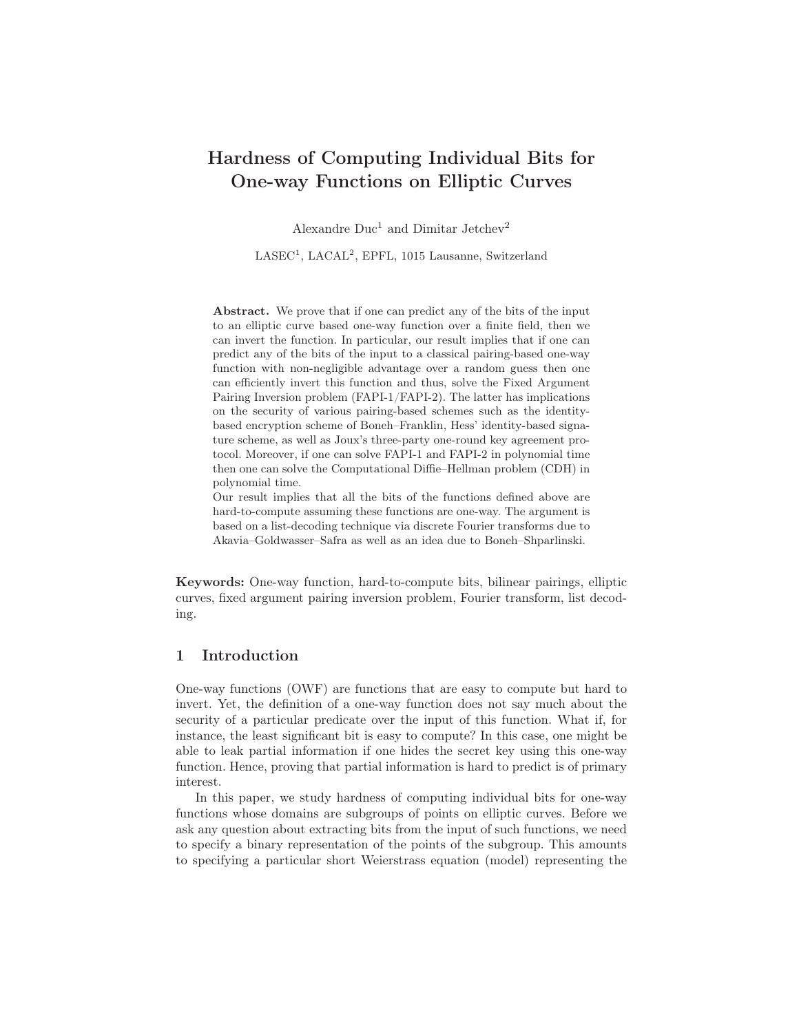# Hardness of Computing Individual Bits for One-way Functions on Elliptic Curves

Alexandre Duc[1] and Dimitar Jetchev[2]

LASEC[1], LACAL[2], EPFL, 1015 Lausanne, Switzerland

**Abstract.** We prove that if one can predict any of the bits of the input to an elliptic curve based one-way function over a finite field, then we can invert the function. In particular, our result implies that if one can predict any of the bits of the input to a classical pairing-based one-way function with non-negligible advantage over a random guess then one can efficiently invert this function and thus, solve the Fixed Argument Pairing Inversion problem (FAPI-1/FAPI-2). The latter has implications on the security of various pairing-based schemes such as the identity-based encryption scheme of Boneh–Franklin, Hess' identity-based signature scheme, as well as Joux's three-party one-round key agreement protocol. Moreover, if one can solve FAPI-1 and FAPI-2 in polynomial time then one can solve the Computational Diffie–Hellman problem (CDH) in polynomial time.

Our result implies that all the bits of the functions defined above are hard-to-compute assuming these functions are one-way. The argument is based on a list-decoding technique via discrete Fourier transforms due to Akavia–Goldwasser–Safra as well as an idea due to Boneh–Shparlinski.

**Keywords:** One-way function, hard-to-compute bits, bilinear pairings, elliptic curves, fixed argument pairing inversion problem, Fourier transform, list decoding.

## 1 Introduction

One-way functions (OWF) are functions that are easy to compute but hard to invert. Yet, the definition of a one-way function does not say much about the security of a particular predicate over the input of this function. What if, for instance, the least significant bit is easy to compute? In this case, one might be able to leak partial information if one hides the secret key using this one-way function. Hence, proving that partial information is hard to predict is of primary interest.

In this paper, we study hardness of computing individual bits for one-way functions whose domains are subgroups of points on elliptic curves. Before we ask any question about extracting bits from the input of such functions, we need to specify a binary representation of the points of the subgroup. This amounts to specifying a particular short Weierstrass equation (model) representing the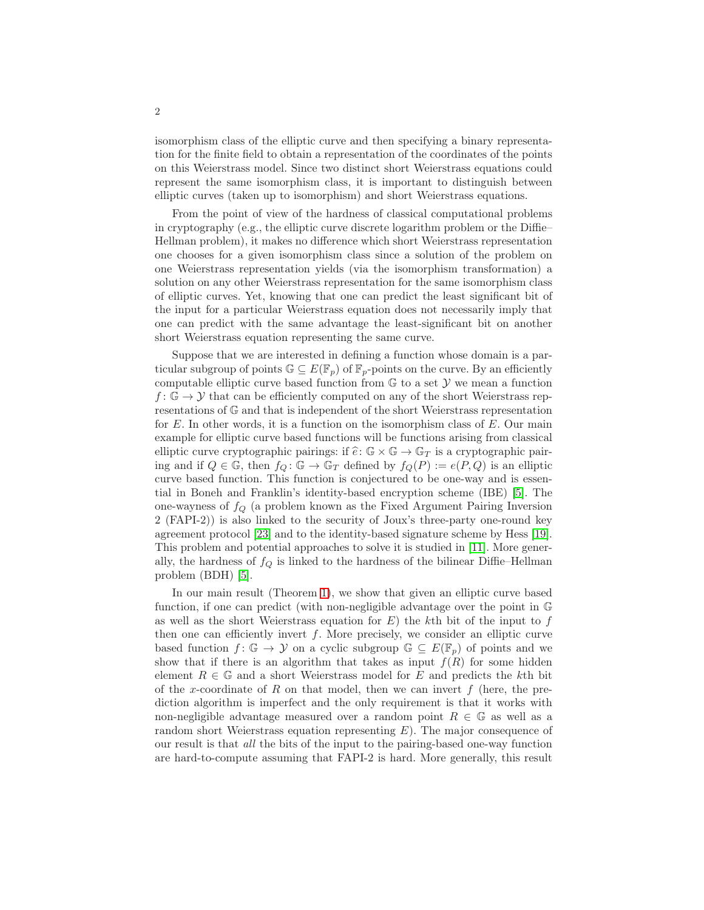isomorphism class of the elliptic curve and then specifying a binary representation for the finite field to obtain a representation of the coordinates of the points on this Weierstrass model. Since two distinct short Weierstrass equations could represent the same isomorphism class, it is important to distinguish between elliptic curves (taken up to isomorphism) and short Weierstrass equations.

From the point of view of the hardness of classical computational problems in cryptography (e.g., the elliptic curve discrete logarithm problem or the Diffie–Hellman problem), it makes no difference which short Weierstrass representation one chooses for a given isomorphism class since a solution of the problem on one Weierstrass representation yields (via the isomorphism transformation) a solution on any other Weierstrass representation for the same isomorphism class of elliptic curves. Yet, knowing that one can predict the least significant bit of the input for a particular Weierstrass equation does not necessarily imply that one can predict with the same advantage the least-significant bit on another short Weierstrass equation representing the same curve.

Suppose that we are interested in defining a function whose domain is a particular subgroup of points $\mathbb{G} \subseteq E(\mathbb{F}_p)$ of $\mathbb{F}_p$-points on the curve. By an efficiently computable elliptic curve based function from $\mathbb{G}$ to a set $\mathcal{Y}$ we mean a function $f\colon \mathbb{G} \to \mathcal{Y}$ that can be efficiently computed on any of the short Weierstrass representations of $\mathbb{G}$ and that is independent of the short Weierstrass representation for $E$. In other words, it is a function on the isomorphism class of $E$. Our main example for elliptic curve based functions will be functions arising from classical elliptic curve cryptographic pairings: if $\widehat{e}\colon \mathbb{G} \times \mathbb{G} \to \mathbb{G}_T$ is a cryptographic pairing and if $Q \in \mathbb{G}$, then $f_Q\colon \mathbb{G} \to \mathbb{G}_T$ defined by $f_Q(P) := e(P, Q)$ is an elliptic curve based function. This function is conjectured to be one-way and is essential in Boneh and Franklin's identity-based encryption scheme (IBE) [5]. The one-wayness of $f_Q$ (a problem known as the Fixed Argument Pairing Inversion 2 (FAPI-2)) is also linked to the security of Joux's three-party one-round key agreement protocol [23] and to the identity-based signature scheme by Hess [19]. This problem and potential approaches to solve it is studied in [11]. More generally, the hardness of $f_Q$ is linked to the hardness of the bilinear Diffie–Hellman problem (BDH) [5].

In our main result (Theorem 1), we show that given an elliptic curve based function, if one can predict (with non-negligible advantage over the point in $\mathbb{G}$ as well as the short Weierstrass equation for $E$) the $k$th bit of the input to $f$ then one can efficiently invert $f$. More precisely, we consider an elliptic curve based function $f\colon \mathbb{G} \to \mathcal{Y}$ on a cyclic subgroup $\mathbb{G} \subseteq E(\mathbb{F}_p)$ of points and we show that if there is an algorithm that takes as input $f(R)$ for some hidden element $R \in \mathbb{G}$ and a short Weierstrass model for $E$ and predicts the $k$th bit of the $x$-coordinate of $R$ on that model, then we can invert $f$ (here, the prediction algorithm is imperfect and the only requirement is that it works with non-negligible advantage measured over a random point $R \in \mathbb{G}$ as well as a random short Weierstrass equation representing $E$). The major consequence of our result is that *all* the bits of the input to the pairing-based one-way function are hard-to-compute assuming that FAPI-2 is hard. More generally, this result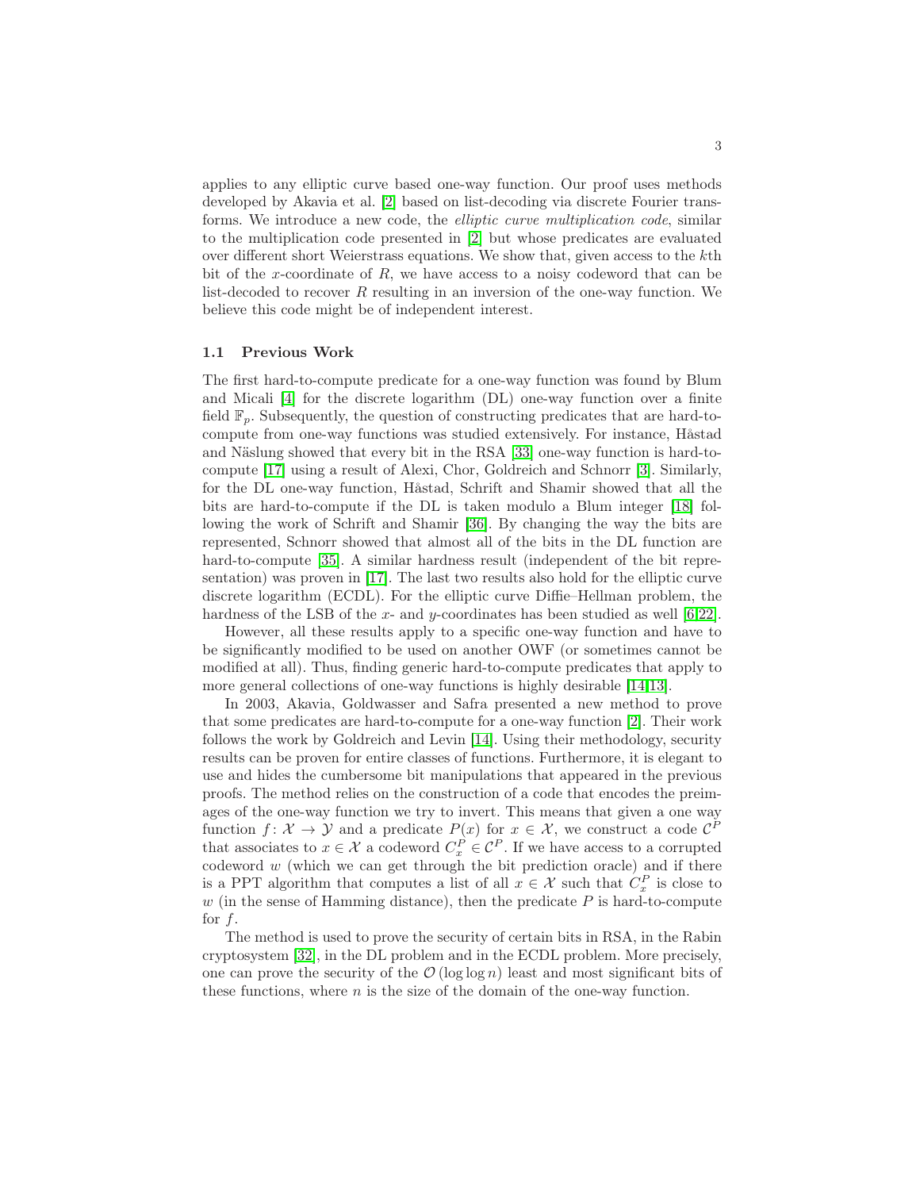applies to any elliptic curve based one-way function. Our proof uses methods developed by Akavia et al. [2] based on list-decoding via discrete Fourier transforms. We introduce a new code, the *elliptic curve multiplication code*, similar to the multiplication code presented in [2] but whose predicates are evaluated over different short Weierstrass equations. We show that, given access to the $k$th bit of the $x$-coordinate of $R$, we have access to a noisy codeword that can be list-decoded to recover $R$ resulting in an inversion of the one-way function. We believe this code might be of independent interest.

### 1.1 Previous Work

The first hard-to-compute predicate for a one-way function was found by Blum and Micali [4] for the discrete logarithm (DL) one-way function over a finite field $\mathbb{F}_p$. Subsequently, the question of constructing predicates that are hard-to-compute from one-way functions was studied extensively. For instance, Håstad and Näslung showed that every bit in the RSA [33] one-way function is hard-to-compute [17] using a result of Alexi, Chor, Goldreich and Schnorr [3]. Similarly, for the DL one-way function, Håstad, Schrift and Shamir showed that all the bits are hard-to-compute if the DL is taken modulo a Blum integer [18] following the work of Schrift and Shamir [36]. By changing the way the bits are represented, Schnorr showed that almost all of the bits in the DL function are hard-to-compute [35]. A similar hardness result (independent of the bit representation) was proven in [17]. The last two results also hold for the elliptic curve discrete logarithm (ECDL). For the elliptic curve Diffie–Hellman problem, the hardness of the LSB of the $x$- and $y$-coordinates has been studied as well [6,22].

However, all these results apply to a specific one-way function and have to be significantly modified to be used on another OWF (or sometimes cannot be modified at all). Thus, finding generic hard-to-compute predicates that apply to more general collections of one-way functions is highly desirable [14,13].

In 2003, Akavia, Goldwasser and Safra presented a new method to prove that some predicates are hard-to-compute for a one-way function [2]. Their work follows the work by Goldreich and Levin [14]. Using their methodology, security results can be proven for entire classes of functions. Furthermore, it is elegant to use and hides the cumbersome bit manipulations that appeared in the previous proofs. The method relies on the construction of a code that encodes the preimages of the one-way function we try to invert. This means that given a one way function $f\colon \mathcal{X} \to \mathcal{Y}$ and a predicate $P(x)$ for $x \in \mathcal{X}$, we construct a code $\mathcal{C}^P$ that associates to $x \in \mathcal{X}$ a codeword $C_x^P \in \mathcal{C}^P$. If we have access to a corrupted codeword $w$ (which we can get through the bit prediction oracle) and if there is a PPT algorithm that computes a list of all $x \in \mathcal{X}$ such that $C_x^P$ is close to $w$ (in the sense of Hamming distance), then the predicate $P$ is hard-to-compute for $f$.

The method is used to prove the security of certain bits in RSA, in the Rabin cryptosystem [32], in the DL problem and in the ECDL problem. More precisely, one can prove the security of the $\mathcal{O}(\log \log n)$ least and most significant bits of these functions, where $n$ is the size of the domain of the one-way function.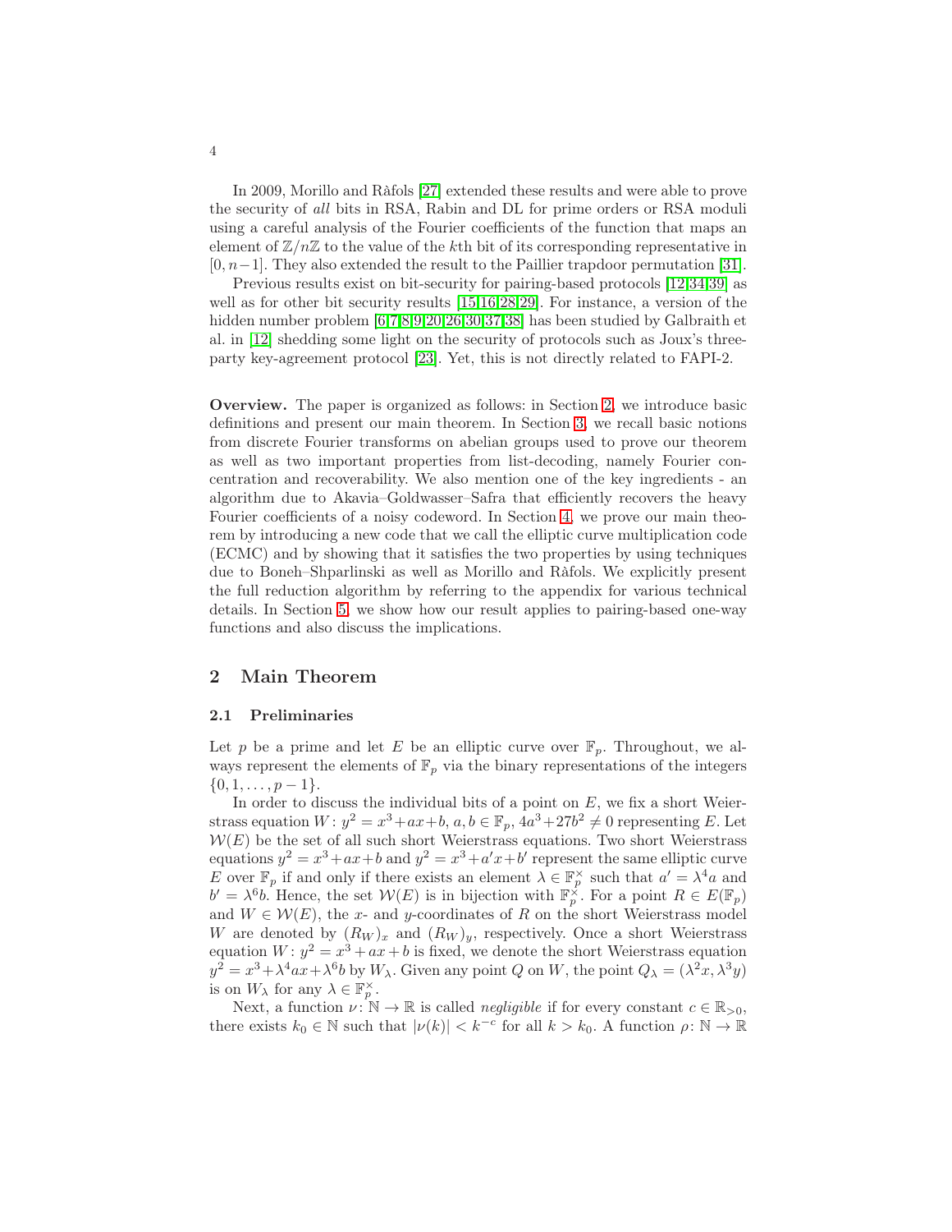In 2009, Morillo and Ràfols [27] extended these results and were able to prove the security of *all* bits in RSA, Rabin and DL for prime orders or RSA moduli using a careful analysis of the Fourier coefficients of the function that maps an element of $\mathbb{Z}/n\mathbb{Z}$ to the value of the $k$th bit of its corresponding representative in $[0, n-1]$. They also extended the result to the Paillier trapdoor permutation [31].

Previous results exist on bit-security for pairing-based protocols [12,34,39] as well as for other bit security results [15,16,28,29]. For instance, a version of the hidden number problem [6,7,8,9,20,26,30,37,38] has been studied by Galbraith et al. in [12] shedding some light on the security of protocols such as Joux's three-party key-agreement protocol [23]. Yet, this is not directly related to FAPI-2.

**Overview.** The paper is organized as follows: in Section 2, we introduce basic definitions and present our main theorem. In Section 3, we recall basic notions from discrete Fourier transforms on abelian groups used to prove our theorem as well as two important properties from list-decoding, namely Fourier concentration and recoverability. We also mention one of the key ingredients - an algorithm due to Akavia–Goldwasser–Safra that efficiently recovers the heavy Fourier coefficients of a noisy codeword. In Section 4, we prove our main theorem by introducing a new code that we call the elliptic curve multiplication code (ECMC) and by showing that it satisfies the two properties by using techniques due to Boneh–Shparlinski as well as Morillo and Ràfols. We explicitly present the full reduction algorithm by referring to the appendix for various technical details. In Section 5, we show how our result applies to pairing-based one-way functions and also discuss the implications.

## 2 Main Theorem

### 2.1 Preliminaries

Let $p$ be a prime and let $E$ be an elliptic curve over $\mathbb{F}_p$. Throughout, we always represent the elements of $\mathbb{F}_p$ via the binary representations of the integers $\{0, 1, \ldots, p-1\}$.

In order to discuss the individual bits of a point on $E$, we fix a short Weierstrass equation $W\colon y^2 = x^3 + ax + b$, $a, b \in \mathbb{F}_p$, $4a^3 + 27b^2 \neq 0$ representing $E$. Let $\mathcal{W}(E)$ be the set of all such short Weierstrass equations. Two short Weierstrass equations $y^2 = x^3 + ax + b$ and $y^2 = x^3 + a'x + b'$ represent the same elliptic curve $E$ over $\mathbb{F}_p$ if and only if there exists an element $\lambda \in \mathbb{F}_p^\times$ such that $a' = \lambda^4 a$ and $b' = \lambda^6 b$. Hence, the set $\mathcal{W}(E)$ is in bijection with $\mathbb{F}_p^\times$. For a point $R \in E(\mathbb{F}_p)$ and $W \in \mathcal{W}(E)$, the $x$- and $y$-coordinates of $R$ on the short Weierstrass model $W$ are denoted by $(R_W)_x$ and $(R_W)_y$, respectively. Once a short Weierstrass equation $W\colon y^2 = x^3 + ax + b$ is fixed, we denote the short Weierstrass equation $y^2 = x^3 + \lambda^4 ax + \lambda^6 b$ by $W_\lambda$. Given any point $Q$ on $W$, the point $Q_\lambda = (\lambda^2 x, \lambda^3 y)$ is on $W_\lambda$ for any $\lambda \in \mathbb{F}_p^\times$.

Next, a function $\nu\colon \mathbb{N} \to \mathbb{R}$ is called *negligible* if for every constant $c \in \mathbb{R}_{>0}$, there exists $k_0 \in \mathbb{N}$ such that $|\nu(k)| < k^{-c}$ for all $k > k_0$. A function $\rho\colon \mathbb{N} \to \mathbb{R}$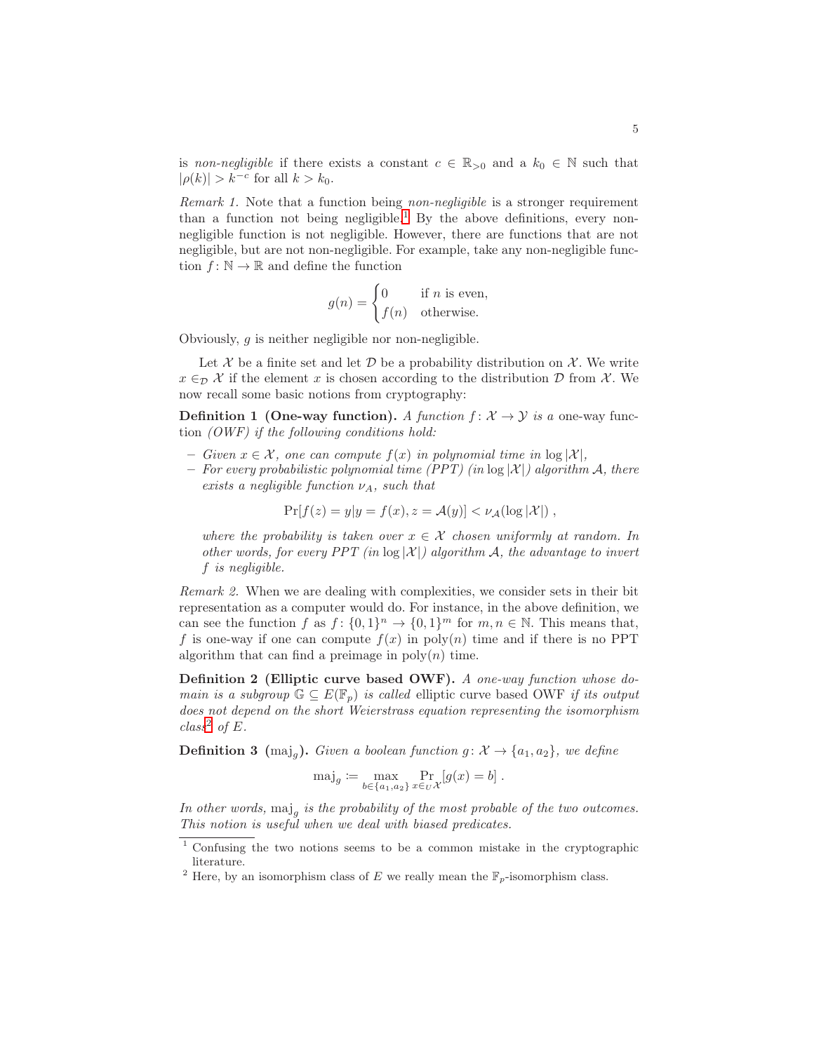is *non-negligible* if there exists a constant $c \in \mathbb{R}_{>0}$ and a $k_0 \in \mathbb{N}$ such that $|\rho(k)| > k^{-c}$ for all $k > k_0$.

*Remark 1.* Note that a function being *non-negligible* is a stronger requirement than a function not being negligible.[1] By the above definitions, every non-negligible function is not negligible. However, there are functions that are not negligible, but are not non-negligible. For example, take any non-negligible function $f\colon \mathbb{N} \to \mathbb{R}$ and define the function

$$g(n) = \begin{cases} 0 & \text{if } n \text{ is even,} \\ f(n) & \text{otherwise.} \end{cases}$$

Obviously, $g$ is neither negligible nor non-negligible.

Let $\mathcal{X}$ be a finite set and let $\mathcal{D}$ be a probability distribution on $\mathcal{X}$. We write $x \in_{\mathcal{D}} \mathcal{X}$ if the element $x$ is chosen according to the distribution $\mathcal{D}$ from $\mathcal{X}$. We now recall some basic notions from cryptography:

**Definition 1 (One-way function).** *A function $f\colon \mathcal{X} \to \mathcal{Y}$ is a* one-way function *(OWF) if the following conditions hold:*

- *Given $x \in \mathcal{X}$, one can compute $f(x)$ in polynomial time in $\log|\mathcal{X}|$,*
- *For every probabilistic polynomial time (PPT) (in $\log|\mathcal{X}|$) algorithm $\mathcal{A}$, there exists a negligible function $\nu_A$, such that*

$$\Pr[f(z) = y | y = f(x), z = \mathcal{A}(y)] < \nu_{\mathcal{A}}(\log|\mathcal{X}|) \ ,$$

*where the probability is taken over $x \in \mathcal{X}$ chosen uniformly at random. In other words, for every PPT (in $\log|\mathcal{X}|$) algorithm $\mathcal{A}$, the advantage to invert $f$ is negligible.*

*Remark 2.* When we are dealing with complexities, we consider sets in their bit representation as a computer would do. For instance, in the above definition, we can see the function $f$ as $f\colon \{0,1\}^n \to \{0,1\}^m$ for $m, n \in \mathbb{N}$. This means that, $f$ is one-way if one can compute $f(x)$ in $\text{poly}(n)$ time and if there is no PPT algorithm that can find a preimage in $\text{poly}(n)$ time.

**Definition 2 (Elliptic curve based OWF).** *A one-way function whose domain is a subgroup $\mathbb{G} \subseteq E(\mathbb{F}_p)$ is called* elliptic curve based OWF *if its output does not depend on the short Weierstrass equation representing the isomorphism class[2] of $E$.*

**Definition 3 ($\text{maj}_g$).** *Given a boolean function $g\colon \mathcal{X} \to \{a_1, a_2\}$, we define*

$$\text{maj}_g \coloneqq \max_{b \in \{a_1, a_2\}} \Pr_{x \in_U \mathcal{X}}[g(x) = b] \ .$$

*In other words, $\text{maj}_g$ is the probability of the most probable of the two outcomes. This notion is useful when we deal with biased predicates.*

---

[1] Confusing the two notions seems to be a common mistake in the cryptographic literature.

[2] Here, by an isomorphism class of $E$ we really mean the $\mathbb{F}_p$-isomorphism class.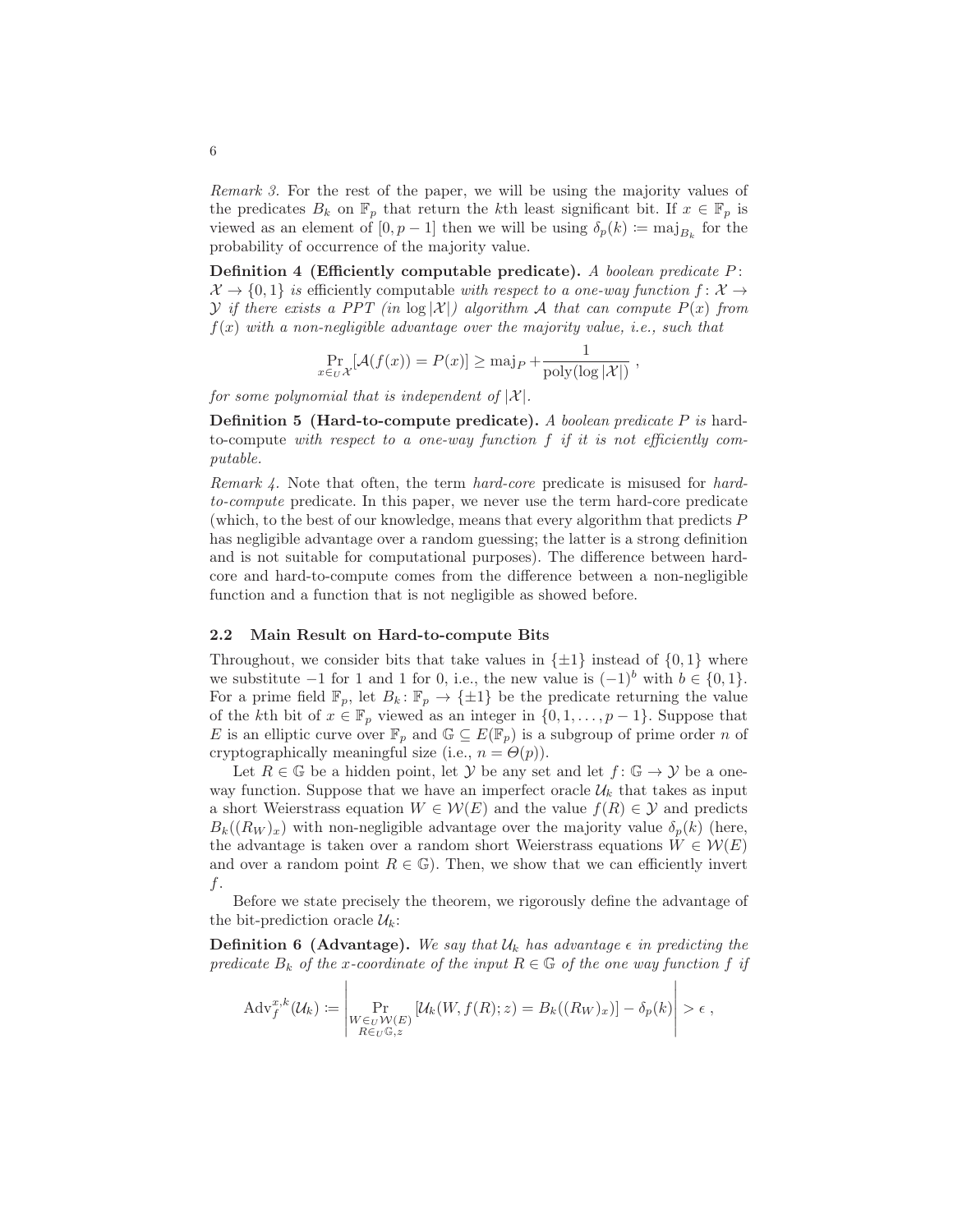*Remark 3.* For the rest of the paper, we will be using the majority values of the predicates $B_k$ on $\mathbb{F}_p$ that return the $k$th least significant bit. If $x \in \mathbb{F}_p$ is viewed as an element of $[0, p-1]$ then we will be using $\delta_p(k) \coloneqq \mathrm{maj}_{B_k}$ for the probability of occurrence of the majority value.

**Definition 4 (Efficiently computable predicate).** *A boolean predicate $P\colon \mathcal{X} \to \{0,1\}$ is* efficiently computable *with respect to a one-way function $f\colon \mathcal{X} \to \mathcal{Y}$ if there exists a PPT (in $\log |\mathcal{X}|$) algorithm $\mathcal{A}$ that can compute $P(x)$ from $f(x)$ with a non-negligible advantage over the majority value, i.e., such that*

$$\Pr_{x \in_U \mathcal{X}}[\mathcal{A}(f(x)) = P(x)] \geq \mathrm{maj}_P + \frac{1}{\mathrm{poly}(\log |\mathcal{X}|)} \ ,$$

*for some polynomial that is independent of $|\mathcal{X}|$.*

**Definition 5 (Hard-to-compute predicate).** *A boolean predicate $P$ is* hard-to-compute *with respect to a one-way function $f$ if it is not efficiently computable.*

*Remark 4.* Note that often, the term *hard-core* predicate is misused for *hard-to-compute* predicate. In this paper, we never use the term hard-core predicate (which, to the best of our knowledge, means that every algorithm that predicts $P$ has negligible advantage over a random guessing; the latter is a strong definition and is not suitable for computational purposes). The difference between hard-core and hard-to-compute comes from the difference between a non-negligible function and a function that is not negligible as showed before.

### 2.2 Main Result on Hard-to-compute Bits

Throughout, we consider bits that take values in $\{\pm 1\}$ instead of $\{0,1\}$ where we substitute $-1$ for 1 and 1 for 0, i.e., the new value is $(-1)^b$ with $b \in \{0,1\}$. For a prime field $\mathbb{F}_p$, let $B_k\colon \mathbb{F}_p \to \{\pm 1\}$ be the predicate returning the value of the $k$th bit of $x \in \mathbb{F}_p$ viewed as an integer in $\{0, 1, \ldots, p-1\}$. Suppose that $E$ is an elliptic curve over $\mathbb{F}_p$ and $\mathbb{G} \subseteq E(\mathbb{F}_p)$ is a subgroup of prime order $n$ of cryptographically meaningful size (i.e., $n = \Theta(p)$).

Let $R \in \mathbb{G}$ be a hidden point, let $\mathcal{Y}$ be any set and let $f\colon \mathbb{G} \to \mathcal{Y}$ be a one-way function. Suppose that we have an imperfect oracle $\mathcal{U}_k$ that takes as input a short Weierstrass equation $W \in \mathcal{W}(E)$ and the value $f(R) \in \mathcal{Y}$ and predicts $B_k((R_W)_x)$ with non-negligible advantage over the majority value $\delta_p(k)$ (here, the advantage is taken over a random short Weierstrass equations $W \in \mathcal{W}(E)$ and over a random point $R \in \mathbb{G}$). Then, we show that we can efficiently invert $f$.

Before we state precisely the theorem, we rigorously define the advantage of the bit-prediction oracle $\mathcal{U}_k$:

**Definition 6 (Advantage).** *We say that $\mathcal{U}_k$ has advantage $\epsilon$ in predicting the predicate $B_k$ of the $x$-coordinate of the input $R \in \mathbb{G}$ of the one way function $f$ if*

$$\mathrm{Adv}_f^{x,k}(\mathcal{U}_k) \coloneqq \left| \Pr_{\substack{W \in_U \mathcal{W}(E) \\ R \in_U \mathbb{G}, z}} [\mathcal{U}_k(W, f(R); z) = B_k((R_W)_x)] - \delta_p(k) \right| > \epsilon \ ,$$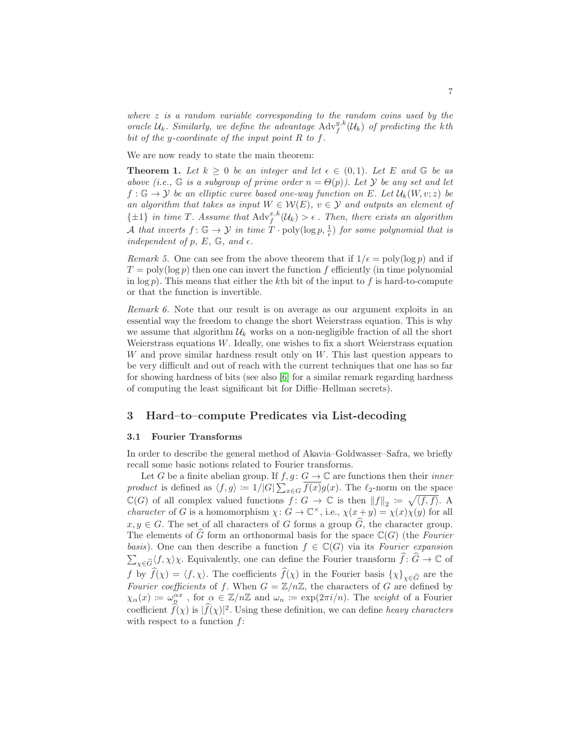*where $z$ is a random variable corresponding to the random coins used by the oracle $\mathcal{U}_k$. Similarly, we define the advantage $\mathrm{Adv}_f^{y,k}(\mathcal{U}_k)$ of predicting the kth bit of the y-coordinate of the input point $R$ to $f$.*

We are now ready to state the main theorem:

**Theorem 1.** *Let $k \geq 0$ be an integer and let $\epsilon \in (0, 1)$. Let $E$ and $\mathbb{G}$ be as above (i.e., $\mathbb{G}$ is a subgroup of prime order $n = \Theta(p)$). Let $\mathcal{Y}$ be any set and let $f : \mathbb{G} \to \mathcal{Y}$ be an elliptic curve based one-way function on $E$. Let $\mathcal{U}_k(W, v; z)$ be an algorithm that takes as input $W \in \mathcal{W}(E)$, $v \in \mathcal{Y}$ and outputs an element of $\{\pm 1\}$ in time $T$. Assume that $\mathrm{Adv}_f^{x,k}(\mathcal{U}_k) > \epsilon$ . Then, there exists an algorithm $\mathcal{A}$ that inverts $f : \mathbb{G} \to \mathcal{Y}$ in time $T \cdot \mathrm{poly}(\log p, \frac{1}{\epsilon})$ for some polynomial that is independent of $p$, $E$, $\mathbb{G}$, and $\epsilon$.*

*Remark 5.* One can see from the above theorem that if $1/\epsilon = \mathrm{poly}(\log p)$ and if $T = \mathrm{poly}(\log p)$ then one can invert the function $f$ efficiently (in time polynomial in $\log p$). This means that either the $k$th bit of the input to $f$ is hard-to-compute or that the function is invertible.

*Remark 6.* Note that our result is on average as our argument exploits in an essential way the freedom to change the short Weierstrass equation. This is why we assume that algorithm $\mathcal{U}_k$ works on a non-negligible fraction of all the short Weierstrass equations $W$. Ideally, one wishes to fix a short Weierstrass equation $W$ and prove similar hardness result only on $W$. This last question appears to be very difficult and out of reach with the current techniques that one has so far for showing hardness of bits (see also [6] for a similar remark regarding hardness of computing the least significant bit for Diffie–Hellman secrets).

## 3 Hard–to–compute Predicates via List-decoding

### 3.1 Fourier Transforms

In order to describe the general method of Akavia–Goldwasser–Safra, we briefly recall some basic notions related to Fourier transforms.

Let $G$ be a finite abelian group. If $f, g : G \to \mathbb{C}$ are functions then their *inner product* is defined as $\langle f, g \rangle := 1/|G| \sum_{x \in G} \overline{f(x)} g(x)$. The $\ell_2$-norm on the space $\mathbb{C}(G)$ of all complex valued functions $f : G \to \mathbb{C}$ is then $\|f\|_2 := \sqrt{\langle f, f \rangle}$. A *character* of $G$ is a homomorphism $\chi : G \to \mathbb{C}^\times$, i.e., $\chi(x + y) = \chi(x)\chi(y)$ for all $x, y \in G$. The set of all characters of $G$ forms a group $\widehat{G}$, the character group. The elements of $\widehat{G}$ form an orthonormal basis for the space $\mathbb{C}(G)$ (the *Fourier basis*). One can then describe a function $f \in \mathbb{C}(G)$ via its *Fourier expansion* $\sum_{\chi \in \widehat{G}} \langle f, \chi \rangle \chi$. Equivalently, one can define the Fourier transform $\widehat{f} : \widehat{G} \to \mathbb{C}$ of $f$ by $\widehat{f}(\chi) = \langle f, \chi \rangle$. The coefficients $\widehat{f}(\chi)$ in the Fourier basis $\{\chi\}_{\chi \in \widehat{G}}$ are the *Fourier coefficients* of $f$. When $G = \mathbb{Z}/n\mathbb{Z}$, the characters of $G$ are defined by $\chi_\alpha(x) := \omega_n^{\alpha x}$ , for $\alpha \in \mathbb{Z}/n\mathbb{Z}$ and $\omega_n := \exp(2\pi i/n)$. The *weight* of a Fourier coefficient $\widehat{f}(\chi)$ is $|\widehat{f}(\chi)|^2$. Using these definition, we can define *heavy characters* with respect to a function $f$: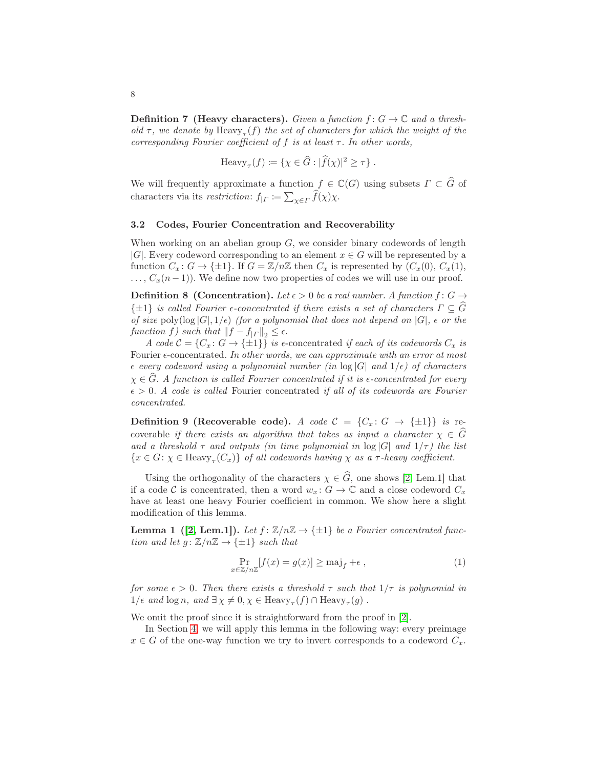**Definition 7 (Heavy characters).** *Given a function $f\colon G \to \mathbb{C}$ and a threshold $\tau$, we denote by $\mathrm{Heavy}_\tau(f)$ the set of characters for which the weight of the corresponding Fourier coefficient of $f$ is at least $\tau$. In other words,*

$$\mathrm{Heavy}_\tau(f) \coloneqq \{\chi \in \widehat{G} : |\widehat{f}(\chi)|^2 \geq \tau\} \ .$$

We will frequently approximate a function $f \in \mathbb{C}(G)$ using subsets $\Gamma \subset \widehat{G}$ of characters via its *restriction*: $f_{|\Gamma} \coloneqq \sum_{\chi \in \Gamma} \widehat{f}(\chi)\chi$.

### 3.2 Codes, Fourier Concentration and Recoverability

When working on an abelian group $G$, we consider binary codewords of length $|G|$. Every codeword corresponding to an element $x \in G$ will be represented by a function $C_x\colon G \to \{\pm 1\}$. If $G = \mathbb{Z}/n\mathbb{Z}$ then $C_x$ is represented by $(C_x(0), C_x(1), \ldots, C_x(n-1))$. We define now two properties of codes we will use in our proof.

**Definition 8 (Concentration).** *Let $\epsilon > 0$ be a real number. A function $f\colon G \to \{\pm 1\}$ is called Fourier $\epsilon$-concentrated if there exists a set of characters $\Gamma \subseteq \widehat{G}$ of size $\mathrm{poly}(\log |G|, 1/\epsilon)$ (for a polynomial that does not depend on $|G|$, $\epsilon$ or the function $f$) such that $\|f - f_{|\Gamma}\|_2 \leq \epsilon$.*

*A code $\mathcal{C} = \{C_x\colon G \to \{\pm 1\}\}$ is* $\epsilon$-concentrated *if each of its codewords $C_x$ is* Fourier $\epsilon$-concentrated*. In other words, we can approximate with an error at most $\epsilon$ every codeword using a polynomial number (in $\log |G|$ and $1/\epsilon$) of characters $\chi \in \widehat{G}$. A function is called Fourier concentrated if it is $\epsilon$-concentrated for every $\epsilon > 0$. A code is called* Fourier concentrated *if all of its codewords are Fourier concentrated.*

**Definition 9 (Recoverable code).** *A code $\mathcal{C} = \{C_x\colon G \to \{\pm 1\}\}$ is* recoverable *if there exists an algorithm that takes as input a character $\chi \in \widehat{G}$ and a threshold $\tau$ and outputs (in time polynomial in $\log |G|$ and $1/\tau$) the list $\{x \in G\colon \chi \in \mathrm{Heavy}_\tau(C_x)\}$ of all codewords having $\chi$ as a $\tau$-heavy coefficient.*

Using the orthogonality of the characters $\chi \in \widehat{G}$, one shows [2, Lem.1] that if a code $\mathcal{C}$ is concentrated, then a word $w_x\colon G \to \mathbb{C}$ and a close codeword $C_x$ have at least one heavy Fourier coefficient in common. We show here a slight modification of this lemma.

**Lemma 1 ([2, Lem.1]).** *Let $f\colon \mathbb{Z}/n\mathbb{Z} \to \{\pm 1\}$ be a Fourier concentrated function and let $g\colon \mathbb{Z}/n\mathbb{Z} \to \{\pm 1\}$ such that*

$$\Pr_{x \in \mathbb{Z}/n\mathbb{Z}}[f(x) = g(x)] \geq \mathrm{maj}_f + \epsilon \ , \tag{1}$$

*for some $\epsilon > 0$. Then there exists a threshold $\tau$ such that $1/\tau$ is polynomial in $1/\epsilon$ and $\log n$, and $\exists\, \chi \neq 0, \chi \in \mathrm{Heavy}_\tau(f) \cap \mathrm{Heavy}_\tau(g)$ .*

We omit the proof since it is straightforward from the proof in [2].

In Section 4, we will apply this lemma in the following way: every preimage $x \in G$ of the one-way function we try to invert corresponds to a codeword $C_x$.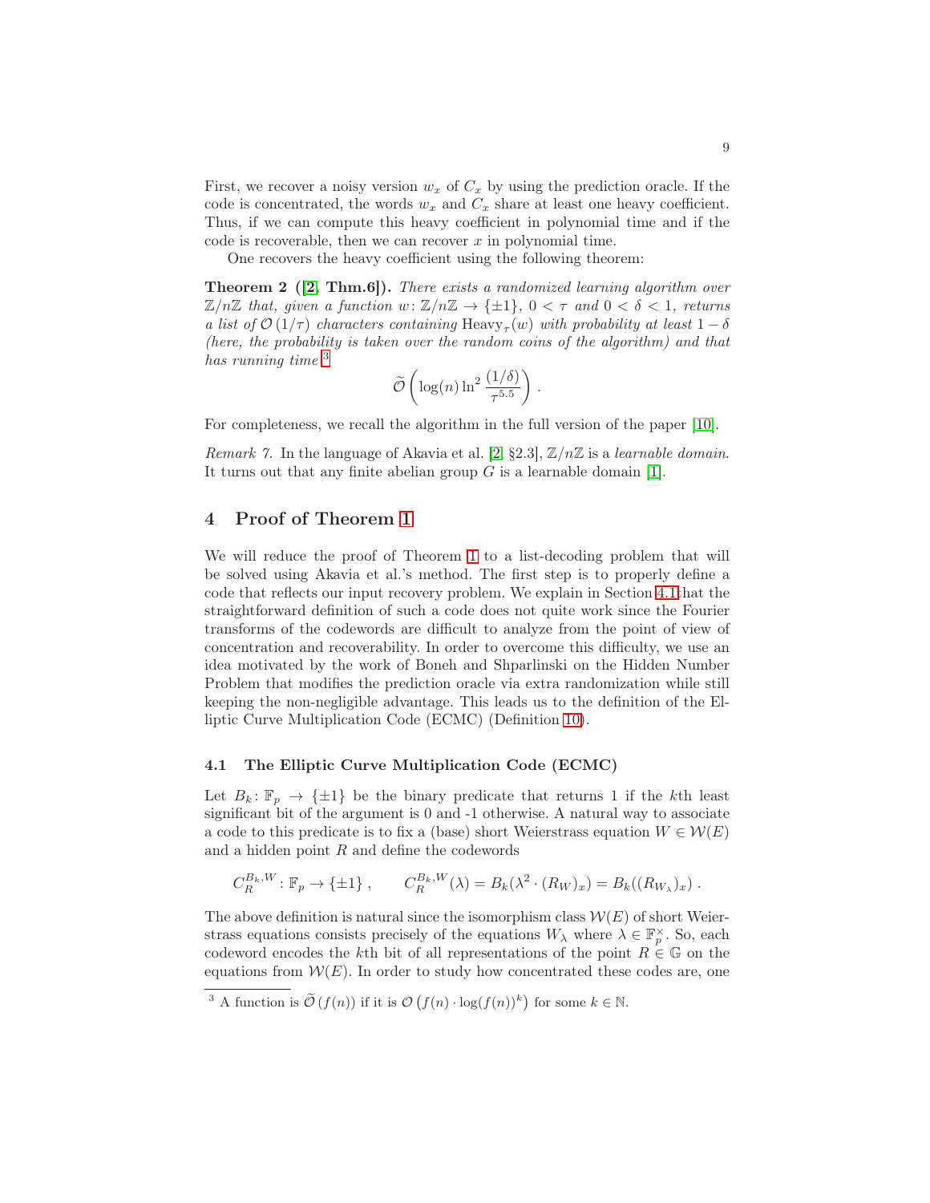First, we recover a noisy version $w_x$ of $C_x$ by using the prediction oracle. If the code is concentrated, the words $w_x$ and $C_x$ share at least one heavy coefficient. Thus, if we can compute this heavy coefficient in polynomial time and if the code is recoverable, then we can recover $x$ in polynomial time.

One recovers the heavy coefficient using the following theorem:

**Theorem 2 ([2, Thm.6]).** *There exists a randomized learning algorithm over $\mathbb{Z}/n\mathbb{Z}$ that, given a function $w\colon \mathbb{Z}/n\mathbb{Z} \to \{\pm 1\}$, $0 < \tau$ and $0 < \delta < 1$, returns a list of $\mathcal{O}(1/\tau)$ characters containing $\mathrm{Heavy}_\tau(w)$ with probability at least $1-\delta$ (here, the probability is taken over the random coins of the algorithm) and that has running time* [3]

$$\widetilde{\mathcal{O}}\left(\log(n) \ln^2 \frac{(1/\delta)}{\tau^{5.5}}\right) .$$

For completeness, we recall the algorithm in the full version of the paper [10].

*Remark 7.* In the language of Akavia et al. [2] §2.3], $\mathbb{Z}/n\mathbb{Z}$ is a *learnable domain*. It turns out that any finite abelian group $G$ is a learnable domain [1].

## 4 Proof of Theorem 1

We will reduce the proof of Theorem 1 to a list-decoding problem that will be solved using Akavia et al.'s method. The first step is to properly define a code that reflects our input recovery problem. We explain in Section 4.1 that the straightforward definition of such a code does not quite work since the Fourier transforms of the codewords are difficult to analyze from the point of view of concentration and recoverability. In order to overcome this difficulty, we use an idea motivated by the work of Boneh and Shparlinski on the Hidden Number Problem that modifies the prediction oracle via extra randomization while still keeping the non-negligible advantage. This leads us to the definition of the Elliptic Curve Multiplication Code (ECMC) (Definition 10).

### 4.1 The Elliptic Curve Multiplication Code (ECMC)

Let $B_k\colon \mathbb{F}_p \to \{\pm 1\}$ be the binary predicate that returns 1 if the $k$th least significant bit of the argument is 0 and -1 otherwise. A natural way to associate a code to this predicate is to fix a (base) short Weierstrass equation $W \in \mathcal{W}(E)$ and a hidden point $R$ and define the codewords

$$C_R^{B_k,W}\colon \mathbb{F}_p \to \{\pm 1\}\ , \qquad C_R^{B_k,W}(\lambda) = B_k(\lambda^2 \cdot (R_W)_x) = B_k((R_{W_\lambda})_x)\ .$$

The above definition is natural since the isomorphism class $\mathcal{W}(E)$ of short Weierstrass equations consists precisely of the equations $W_\lambda$ where $\lambda \in \mathbb{F}_p^\times$. So, each codeword encodes the $k$th bit of all representations of the point $R \in \mathbb{G}$ on the equations from $\mathcal{W}(E)$. In order to study how concentrated these codes are, one

[3] A function is $\widetilde{\mathcal{O}}(f(n))$ if it is $\mathcal{O}\left(f(n) \cdot \log(f(n))^k\right)$ for some $k \in \mathbb{N}$.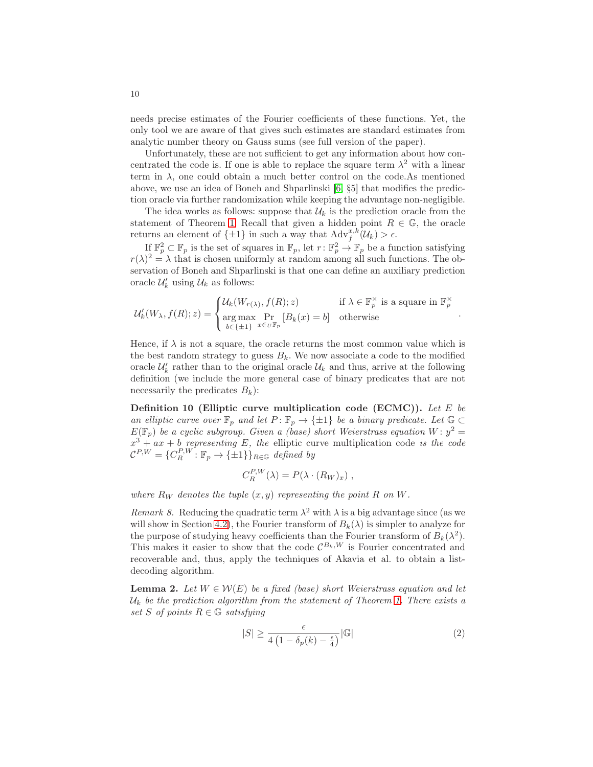needs precise estimates of the Fourier coefficients of these functions. Yet, the only tool we are aware of that gives such estimates are standard estimates from analytic number theory on Gauss sums (see full version of the paper).

Unfortunately, these are not sufficient to get any information about how concentrated the code is. If one is able to replace the square term $\lambda^2$ with a linear term in $\lambda$, one could obtain a much better control on the code.As mentioned above, we use an idea of Boneh and Shparlinski [6, §5] that modifies the prediction oracle via further randomization while keeping the advantage non-negligible.

The idea works as follows: suppose that $\mathcal{U}_k$ is the prediction oracle from the statement of Theorem 1. Recall that given a hidden point $R \in \mathbb{G}$, the oracle returns an element of $\{\pm 1\}$ in such a way that $\mathrm{Adv}_f^{x,k}(\mathcal{U}_k) > \epsilon$.

If $\mathbb{F}_p^2 \subset \mathbb{F}_p$ is the set of squares in $\mathbb{F}_p$, let $r \colon \mathbb{F}_p^2 \to \mathbb{F}_p$ be a function satisfying $r(\lambda)^2 = \lambda$ that is chosen uniformly at random among all such functions. The observation of Boneh and Shparlinski is that one can define an auxiliary prediction oracle $\mathcal{U}'_k$ using $\mathcal{U}_k$ as follows:

$$\mathcal{U}'_k(W_\lambda, f(R); z) = \begin{cases} \mathcal{U}_k(W_{r(\lambda)}, f(R); z) & \text{if } \lambda \in \mathbb{F}_p^\times \text{ is a square in } \mathbb{F}_p^\times \\ \underset{b \in \{\pm 1\}}{\arg\max} \underset{x \in_U \mathbb{F}_p}{\Pr} [B_k(x) = b] & \text{otherwise} \end{cases} .$$

Hence, if $\lambda$ is not a square, the oracle returns the most common value which is the best random strategy to guess $B_k$. We now associate a code to the modified oracle $\mathcal{U}'_k$ rather than to the original oracle $\mathcal{U}_k$ and thus, arrive at the following definition (we include the more general case of binary predicates that are not necessarily the predicates $B_k$):

**Definition 10 (Elliptic curve multiplication code (ECMC)).** *Let $E$ be an elliptic curve over $\mathbb{F}_p$ and let $P \colon \mathbb{F}_p \to \{\pm 1\}$ be a binary predicate. Let $\mathbb{G} \subset E(\mathbb{F}_p)$ be a cyclic subgroup. Given a (base) short Weierstrass equation $W \colon y^2 = x^3 + ax + b$ representing $E$, the* elliptic curve multiplication code *is the code $\mathcal{C}^{P,W} = \{C_R^{P,W} \colon \mathbb{F}_p \to \{\pm 1\}\}_{R \in \mathbb{G}}$ defined by*

$$C_R^{P,W}(\lambda) = P(\lambda \cdot (R_W)_x) ,$$

*where $R_W$ denotes the tuple $(x, y)$ representing the point $R$ on $W$.*

*Remark 8.* Reducing the quadratic term $\lambda^2$ with $\lambda$ is a big advantage since (as we will show in Section 4.2), the Fourier transform of $B_k(\lambda)$ is simpler to analyze for the purpose of studying heavy coefficients than the Fourier transform of $B_k(\lambda^2)$. This makes it easier to show that the code $\mathcal{C}^{B_k,W}$ is Fourier concentrated and recoverable and, thus, apply the techniques of Akavia et al. to obtain a list-decoding algorithm.

**Lemma 2.** *Let $W \in \mathcal{W}(E)$ be a fixed (base) short Weierstrass equation and let $\mathcal{U}_k$ be the prediction algorithm from the statement of Theorem 1. There exists a set $S$ of points $R \in \mathbb{G}$ satisfying*

$$|S| \geq \frac{\epsilon}{4\left(1 - \delta_p(k) - \frac{\epsilon}{4}\right)} |\mathbb{G}| \tag{2}$$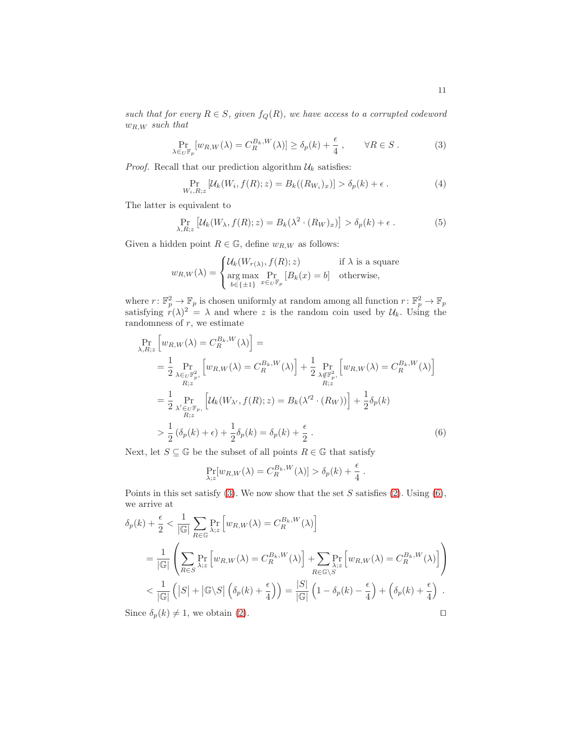*such that for every $R \in S$, given $f_Q(R)$, we have access to a corrupted codeword $w_{R,W}$ such that*

$$\Pr_{\lambda \in_U \mathbb{F}_p}[w_{R,W}(\lambda) = C_R^{B_k,W}(\lambda)] \geq \delta_p(k) + \frac{\epsilon}{4}\,, \qquad \forall R \in S\,. \tag{3}$$

*Proof.* Recall that our prediction algorithm $\mathcal{U}_k$ satisfies:

$$\Pr_{W_i,R;z}[\mathcal{U}_k(W_i, f(R); z) = B_k((R_{W_i})_x)] > \delta_p(k) + \epsilon\,. \tag{4}$$

The latter is equivalent to

$$\Pr_{\lambda,R;z}\left[\mathcal{U}_k(W_\lambda, f(R); z) = B_k(\lambda^2 \cdot (R_W)_x)\right] > \delta_p(k) + \epsilon\,. \tag{5}$$

Given a hidden point $R \in \mathbb{G}$, define $w_{R,W}$ as follows:

$$w_{R,W}(\lambda) = \begin{cases} \mathcal{U}_k(W_{r(\lambda)}, f(R); z) & \text{if } \lambda \text{ is a square} \\ \underset{b\in\{\pm 1\}}{\arg\max} \Pr_{x \in_U \mathbb{F}_p}[B_k(x) = b] & \text{otherwise,} \end{cases}$$

where $r\colon \mathbb{F}_p^2 \to \mathbb{F}_p$ is chosen uniformly at random among all function $r\colon \mathbb{F}_p^2 \to \mathbb{F}_p$ satisfying $r(\lambda)^2 = \lambda$ and where $z$ is the random coin used by $\mathcal{U}_k$. Using the randomness of $r$, we estimate

$$\begin{aligned}
&\Pr_{\lambda,R;z}\left[w_{R,W}(\lambda) = C_R^{B_k,W}(\lambda)\right] = \\
&\quad = \frac{1}{2}\Pr_{\substack{\lambda \in_U \mathbb{F}_p^2,\\ R;z}}\left[w_{R,W}(\lambda) = C_R^{B_k,W}(\lambda)\right] + \frac{1}{2}\Pr_{\substack{\lambda \notin \mathbb{F}_p^2,\\ R;z}}\left[w_{R,W}(\lambda) = C_R^{B_k,W}(\lambda)\right] \\
&\quad = \frac{1}{2}\Pr_{\substack{\lambda' \in_U \mathbb{F}_p,\\ R;z}}\left[\mathcal{U}_k(W_{\lambda'}, f(R); z) = B_k(\lambda'^2 \cdot (R_W))\right] + \frac{1}{2}\delta_p(k) \\
&\quad > \frac{1}{2}\left(\delta_p(k) + \epsilon\right) + \frac{1}{2}\delta_p(k) = \delta_p(k) + \frac{\epsilon}{2}\,.
\end{aligned} \tag{6}$$

Next, let $S \subseteq \mathbb{G}$ be the subset of all points $R \in \mathbb{G}$ that satisfy

$$\Pr_{\lambda;z}[w_{R,W}(\lambda) = C_R^{B_k,W}(\lambda)] > \delta_p(k) + \frac{\epsilon}{4}\,.$$

Points in this set satisfy (3). We now show that the set $S$ satisfies (2). Using (6), we arrive at

$$\begin{aligned}
\delta_p(k) + \frac{\epsilon}{2} &< \frac{1}{|\mathbb{G}|}\sum_{R\in\mathbb{G}}\Pr_{\lambda;z}\left[w_{R,W}(\lambda) = C_R^{B_k,W}(\lambda)\right] \\
&= \frac{1}{|\mathbb{G}|}\left(\sum_{R\in S}\Pr_{\lambda;z}\left[w_{R,W}(\lambda) = C_R^{B_k,W}(\lambda)\right] + \sum_{R\in\mathbb{G}\setminus S}\Pr_{\lambda;z}\left[w_{R,W}(\lambda) = C_R^{B_k,W}(\lambda)\right]\right) \\
&< \frac{1}{|\mathbb{G}|}\left(|S| + |\mathbb{G}\setminus S|\left(\delta_p(k) + \frac{\epsilon}{4}\right)\right) = \frac{|S|}{|\mathbb{G}|}\left(1 - \delta_p(k) - \frac{\epsilon}{4}\right) + \left(\delta_p(k) + \frac{\epsilon}{4}\right)\,.
\end{aligned}$$

Since $\delta_p(k) \neq 1$, we obtain (2). $\square$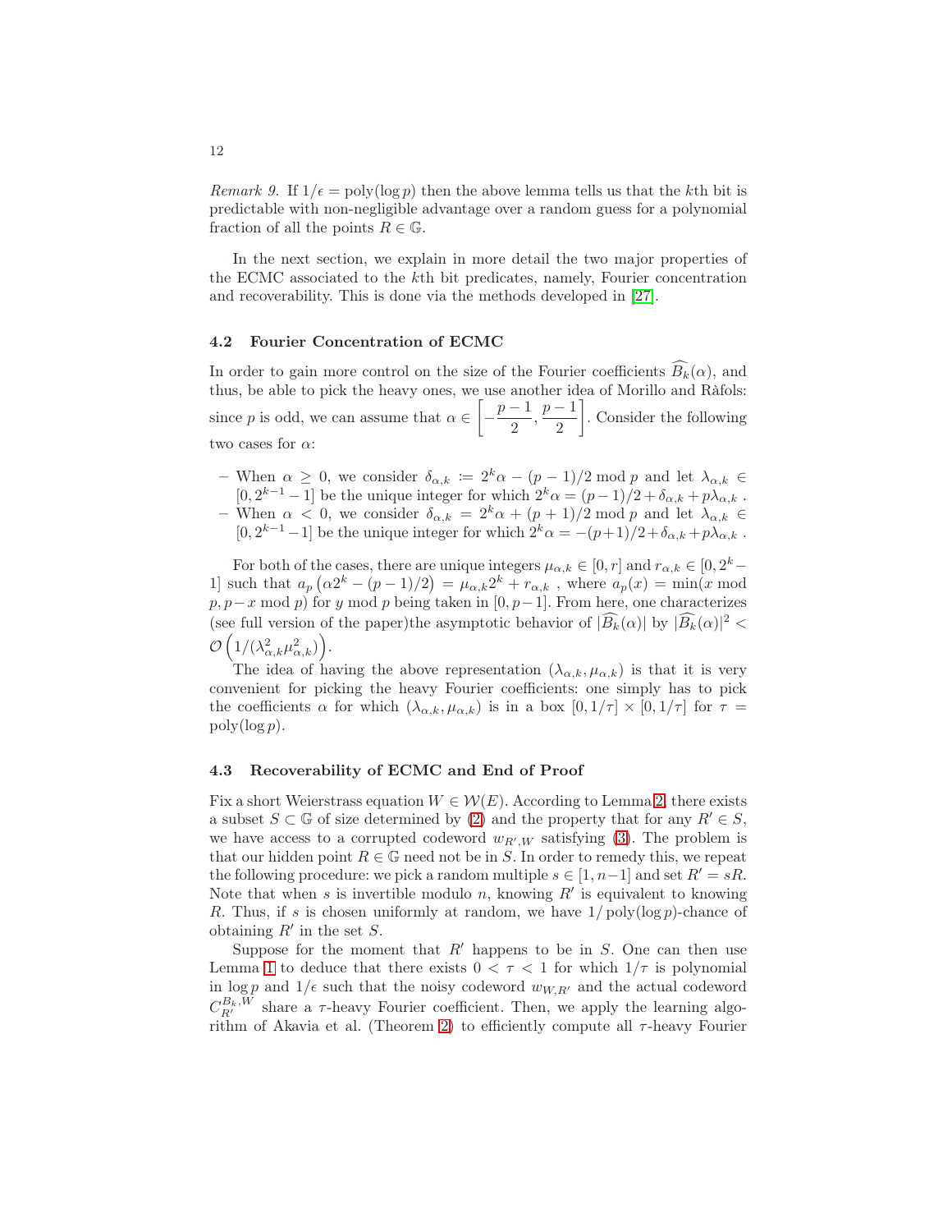*Remark 9.* If $1/\epsilon = \text{poly}(\log p)$ then the above lemma tells us that the $k$th bit is predictable with non-negligible advantage over a random guess for a polynomial fraction of all the points $R \in \mathbb{G}$.

In the next section, we explain in more detail the two major properties of the ECMC associated to the $k$th bit predicates, namely, Fourier concentration and recoverability. This is done via the methods developed in [27].

### 4.2 Fourier Concentration of ECMC

In order to gain more control on the size of the Fourier coefficients $\widehat{B_k}(\alpha)$, and thus, be able to pick the heavy ones, we use another idea of Morillo and Ràfols: since $p$ is odd, we can assume that $\alpha \in \left[-\frac{p-1}{2}, \frac{p-1}{2}\right]$. Consider the following two cases for $\alpha$:

- When $\alpha \geq 0$, we consider $\delta_{\alpha,k} := 2^k\alpha - (p-1)/2 \bmod p$ and let $\lambda_{\alpha,k} \in [0, 2^{k-1}-1]$ be the unique integer for which $2^k\alpha = (p-1)/2 + \delta_{\alpha,k} + p\lambda_{\alpha,k}$ .
- When $\alpha < 0$, we consider $\delta_{\alpha,k} = 2^k\alpha + (p+1)/2 \bmod p$ and let $\lambda_{\alpha,k} \in [0, 2^{k-1}-1]$ be the unique integer for which $2^k\alpha = -(p+1)/2 + \delta_{\alpha,k} + p\lambda_{\alpha,k}$ .

For both of the cases, there are unique integers $\mu_{\alpha,k} \in [0, r]$ and $r_{\alpha,k} \in [0, 2^k - 1]$ such that $a_p\left(\alpha 2^k - (p-1)/2\right) = \mu_{\alpha,k}2^k + r_{\alpha,k}$ , where $a_p(x) = \min(x \bmod p, p-x \bmod p)$ for $y \bmod p$ being taken in $[0, p-1]$. From here, one characterizes (see full version of the paper)the asymptotic behavior of $|\widehat{B_k}(\alpha)|$ by $|\widehat{B_k}(\alpha)|^2 < \mathcal{O}\left(1/(\lambda_{\alpha,k}^2\mu_{\alpha,k}^2)\right)$.

The idea of having the above representation $(\lambda_{\alpha,k}, \mu_{\alpha,k})$ is that it is very convenient for picking the heavy Fourier coefficients: one simply has to pick the coefficients $\alpha$ for which $(\lambda_{\alpha,k}, \mu_{\alpha,k})$ is in a box $[0, 1/\tau] \times [0, 1/\tau]$ for $\tau = \text{poly}(\log p)$.

### 4.3 Recoverability of ECMC and End of Proof

Fix a short Weierstrass equation $W \in \mathcal{W}(E)$. According to Lemma 2, there exists a subset $S \subset \mathbb{G}$ of size determined by (2) and the property that for any $R' \in S$, we have access to a corrupted codeword $w_{R',W}$ satisfying (3). The problem is that our hidden point $R \in \mathbb{G}$ need not be in $S$. In order to remedy this, we repeat the following procedure: we pick a random multiple $s \in [1, n-1]$ and set $R' = sR$. Note that when $s$ is invertible modulo $n$, knowing $R'$ is equivalent to knowing $R$. Thus, if $s$ is chosen uniformly at random, we have $1/\text{poly}(\log p)$-chance of obtaining $R'$ in the set $S$.

Suppose for the moment that $R'$ happens to be in $S$. One can then use Lemma 1 to deduce that there exists $0 < \tau < 1$ for which $1/\tau$ is polynomial in $\log p$ and $1/\epsilon$ such that the noisy codeword $w_{W,R'}$ and the actual codeword $C_{R'}^{B_k,W}$ share a $\tau$-heavy Fourier coefficient. Then, we apply the learning algorithm of Akavia et al. (Theorem 2) to efficiently compute all $\tau$-heavy Fourier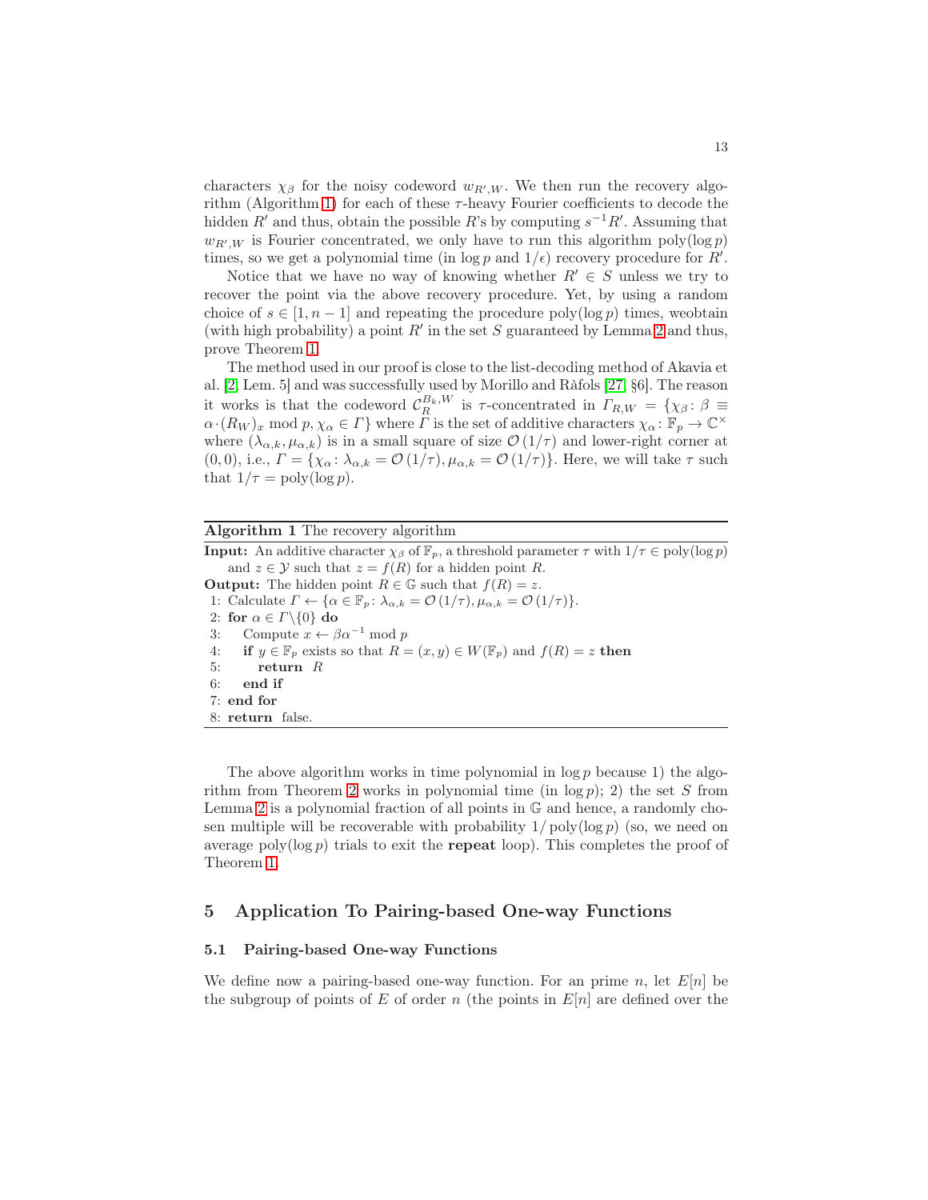characters $\chi_\beta$ for the noisy codeword $w_{R',W}$. We then run the recovery algorithm (Algorithm 1) for each of these $\tau$-heavy Fourier coefficients to decode the hidden $R'$ and thus, obtain the possible $R$'s by computing $s^{-1}R'$. Assuming that $w_{R',W}$ is Fourier concentrated, we only have to run this algorithm $\mathrm{poly}(\log p)$ times, so we get a polynomial time (in $\log p$ and $1/\epsilon$) recovery procedure for $R'$.

Notice that we have no way of knowing whether $R' \in S$ unless we try to recover the point via the above recovery procedure. Yet, by using a random choice of $s \in [1, n-1]$ and repeating the procedure $\mathrm{poly}(\log p)$ times, weobtain (with high probability) a point $R'$ in the set $S$ guaranteed by Lemma 2 and thus, prove Theorem 1.

The method used in our proof is close to the list-decoding method of Akavia et al. [2, Lem. 5] and was successfully used by Morillo and Ràfols [27, §6]. The reason it works is that the codeword $\mathcal{C}_R^{B_k,W}$ is $\tau$-concentrated in $\Gamma_{R,W} = \{\chi_\beta \colon \beta \equiv \alpha \cdot (R_W)_x \bmod p, \chi_\alpha \in \Gamma\}$ where $\Gamma$ is the set of additive characters $\chi_\alpha \colon \mathbb{F}_p \to \mathbb{C}^\times$ where $(\lambda_{\alpha,k}, \mu_{\alpha,k})$ is in a small square of size $\mathcal{O}(1/\tau)$ and lower-right corner at $(0,0)$, i.e., $\Gamma = \{\chi_\alpha \colon \lambda_{\alpha,k} = \mathcal{O}(1/\tau), \mu_{\alpha,k} = \mathcal{O}(1/\tau)\}$. Here, we will take $\tau$ such that $1/\tau = \mathrm{poly}(\log p)$.

---

**Algorithm 1** The recovery algorithm

---

**Input:** An additive character $\chi_\beta$ of $\mathbb{F}_p$, a threshold parameter $\tau$ with $1/\tau \in \mathrm{poly}(\log p)$ and $z \in \mathcal{Y}$ such that $z = f(R)$ for a hidden point $R$.

**Output:** The hidden point $R \in \mathbb{G}$ such that $f(R) = z$.

1: Calculate $\Gamma \leftarrow \{\alpha \in \mathbb{F}_p \colon \lambda_{\alpha,k} = \mathcal{O}(1/\tau), \mu_{\alpha,k} = \mathcal{O}(1/\tau)\}$.
2: **for** $\alpha \in \Gamma \backslash \{0\}$ **do**
3: &nbsp;&nbsp;&nbsp;&nbsp;Compute $x \leftarrow \beta\alpha^{-1} \bmod p$
4: &nbsp;&nbsp;&nbsp;&nbsp;**if** $y \in \mathbb{F}_p$ exists so that $R = (x, y) \in W(\mathbb{F}_p)$ and $f(R) = z$ **then**
5: &nbsp;&nbsp;&nbsp;&nbsp;&nbsp;&nbsp;&nbsp;&nbsp;**return** $R$
6: &nbsp;&nbsp;&nbsp;&nbsp;**end if**
7: **end for**
8: **return** false.

---

The above algorithm works in time polynomial in $\log p$ because 1) the algorithm from Theorem 2 works in polynomial time (in $\log p$); 2) the set $S$ from Lemma 2 is a polynomial fraction of all points in $\mathbb{G}$ and hence, a randomly chosen multiple will be recoverable with probability $1/\mathrm{poly}(\log p)$ (so, we need on average $\mathrm{poly}(\log p)$ trials to exit the **repeat** loop). This completes the proof of Theorem 1.

## 5 Application To Pairing-based One-way Functions

### 5.1 Pairing-based One-way Functions

We define now a pairing-based one-way function. For an prime $n$, let $E[n]$ be the subgroup of points of $E$ of order $n$ (the points in $E[n]$ are defined over the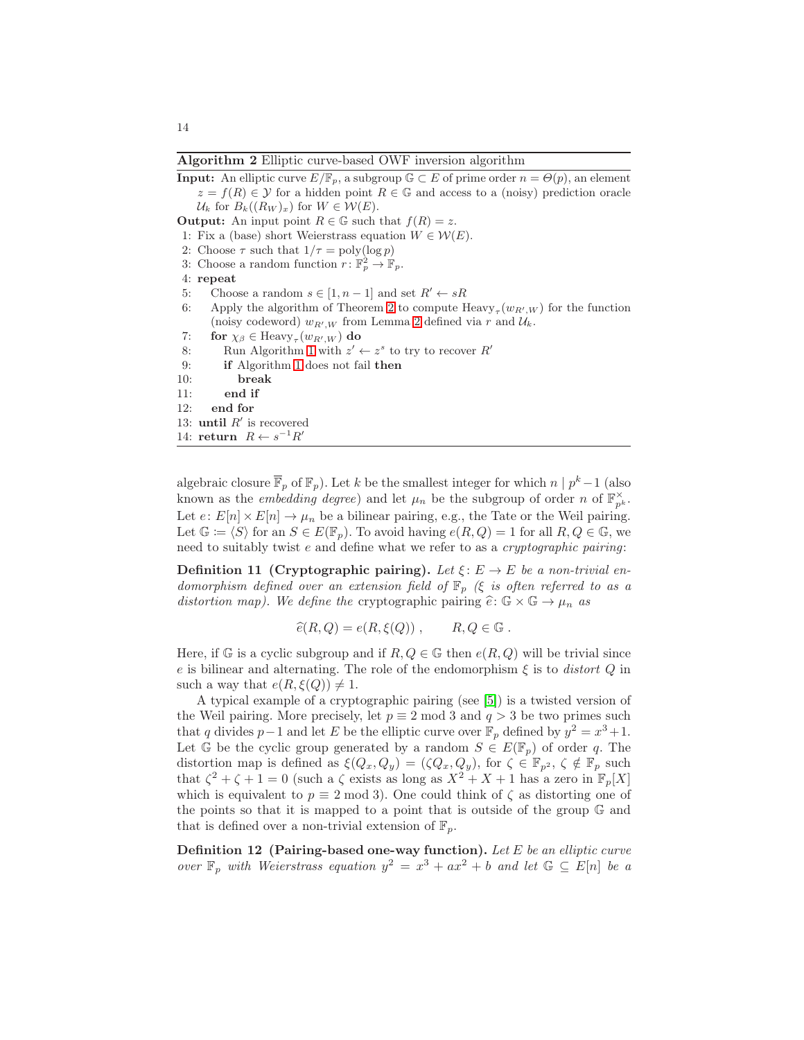**Algorithm 2** Elliptic curve-based OWF inversion algorithm

**Input:** An elliptic curve $E/\mathbb{F}_p$, a subgroup $\mathbb{G} \subset E$ of prime order $n = \Theta(p)$, an element $z = f(R) \in \mathcal{Y}$ for a hidden point $R \in \mathbb{G}$ and access to a (noisy) prediction oracle $\mathcal{U}_k$ for $B_k((R_W)_x)$ for $W \in \mathcal{W}(E)$.

**Output:** An input point $R \in \mathbb{G}$ such that $f(R) = z$.

```
1: Fix a (base) short Weierstrass equation W ∈ W(E).
2: Choose τ such that 1/τ = poly(log p)
3: Choose a random function r: F_p^2 → F_p.
4: repeat
5:    Choose a random s ∈ [1, n−1] and set R' ← sR
6:    Apply the algorithm of Theorem 2 to compute Heavy_τ(w_{R',W}) for the function
      (noisy codeword) w_{R',W} from Lemma 2 defined via r and U_k.
7:    for χ_β ∈ Heavy_τ(w_{R',W}) do
8:       Run Algorithm 1 with z' ← z^s to try to recover R'
9:       if Algorithm 1 does not fail then
10:         break
11:      end if
12:   end for
13: until R' is recovered
14: return R ← s^{-1}R'
```

algebraic closure $\overline{\mathbb{F}}_p$ of $\mathbb{F}_p$). Let $k$ be the smallest integer for which $n \mid p^k - 1$ (also known as the *embedding degree*) and let $\mu_n$ be the subgroup of order $n$ of $\mathbb{F}_{p^k}^{\times}$. Let $e\colon E[n] \times E[n] \to \mu_n$ be a bilinear pairing, e.g., the Tate or the Weil pairing. Let $\mathbb{G} \coloneqq \langle S \rangle$ for an $S \in E(\mathbb{F}_p)$. To avoid having $e(R, Q) = 1$ for all $R, Q \in \mathbb{G}$, we need to suitably twist $e$ and define what we refer to as a *cryptographic pairing*:

**Definition 11 (Cryptographic pairing).** *Let $\xi\colon E \to E$ be a non-trivial endomorphism defined over an extension field of $\mathbb{F}_p$ ($\xi$ is often referred to as a distortion map). We define the* cryptographic pairing $\widehat{e}\colon \mathbb{G} \times \mathbb{G} \to \mu_n$ *as*

$$\widehat{e}(R, Q) = e(R, \xi(Q)) \,, \qquad R, Q \in \mathbb{G} \,.$$

Here, if $\mathbb{G}$ is a cyclic subgroup and if $R, Q \in \mathbb{G}$ then $e(R, Q)$ will be trivial since $e$ is bilinear and alternating. The role of the endomorphism $\xi$ is to *distort* $Q$ in such a way that $e(R, \xi(Q)) \neq 1$.

A typical example of a cryptographic pairing (see [5]) is a twisted version of the Weil pairing. More precisely, let $p \equiv 2 \bmod 3$ and $q > 3$ be two primes such that $q$ divides $p-1$ and let $E$ be the elliptic curve over $\mathbb{F}_p$ defined by $y^2 = x^3 + 1$. Let $\mathbb{G}$ be the cyclic group generated by a random $S \in E(\mathbb{F}_p)$ of order $q$. The distortion map is defined as $\xi(Q_x, Q_y) = (\zeta Q_x, Q_y)$, for $\zeta \in \mathbb{F}_{p^2}$, $\zeta \notin \mathbb{F}_p$ such that $\zeta^2 + \zeta + 1 = 0$ (such a $\zeta$ exists as long as $X^2 + X + 1$ has a zero in $\mathbb{F}_p[X]$ which is equivalent to $p \equiv 2 \bmod 3$). One could think of $\zeta$ as distorting one of the points so that it is mapped to a point that is outside of the group $\mathbb{G}$ and that is defined over a non-trivial extension of $\mathbb{F}_p$.

**Definition 12 (Pairing-based one-way function).** *Let $E$ be an elliptic curve over $\mathbb{F}_p$ with Weierstrass equation $y^2 = x^3 + ax^2 + b$ and let $\mathbb{G} \subseteq E[n]$ be a*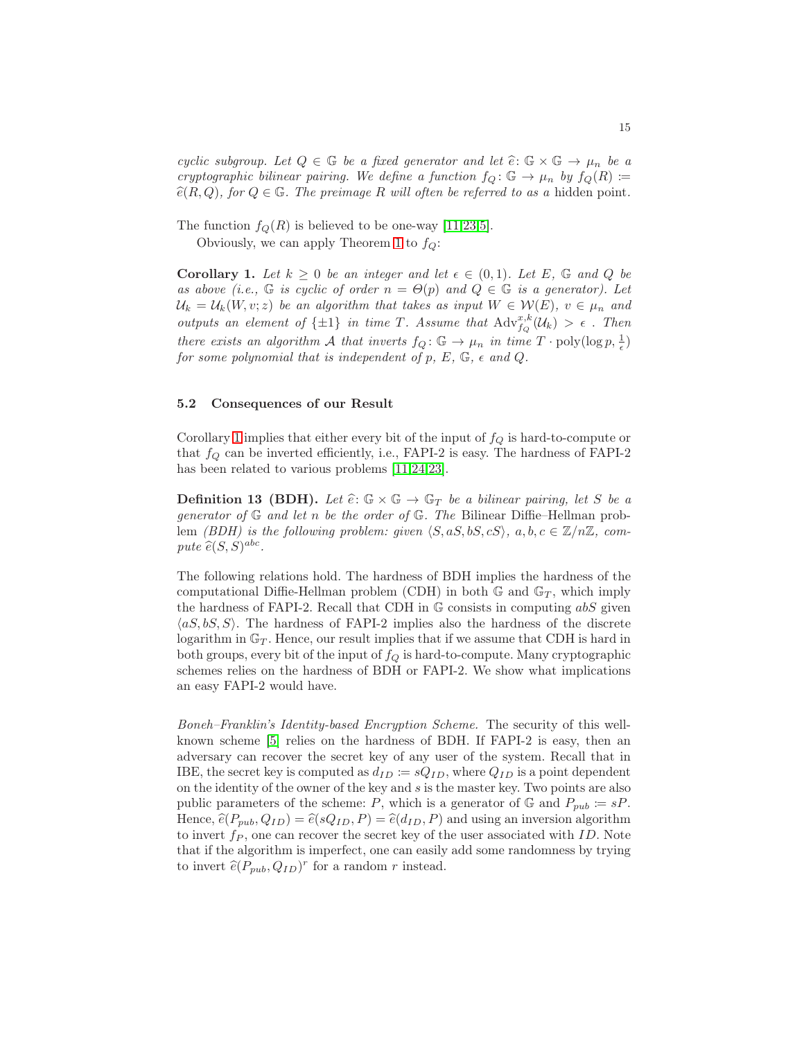*cyclic subgroup. Let $Q \in \mathbb{G}$ be a fixed generator and let $\widehat{e}\colon \mathbb{G} \times \mathbb{G} \to \mu_n$ be a cryptographic bilinear pairing. We define a function $f_Q\colon \mathbb{G} \to \mu_n$ by $f_Q(R) := \widehat{e}(R, Q)$, for $Q \in \mathbb{G}$. The preimage $R$ will often be referred to as a* hidden point*.*

The function $f_Q(R)$ is believed to be one-way [11,23,5].

Obviously, we can apply Theorem 1 to $f_Q$:

**Corollary 1.** *Let $k \geq 0$ be an integer and let $\epsilon \in (0, 1)$. Let $E$, $\mathbb{G}$ and $Q$ be as above (i.e., $\mathbb{G}$ is cyclic of order $n = \Theta(p)$ and $Q \in \mathbb{G}$ is a generator). Let $\mathcal{U}_k = \mathcal{U}_k(W, v; z)$ be an algorithm that takes as input $W \in \mathcal{W}(E)$, $v \in \mu_n$ and outputs an element of $\{\pm 1\}$ in time $T$. Assume that $\mathrm{Adv}_{f_Q}^{x,k}(\mathcal{U}_k) > \epsilon$ . Then there exists an algorithm $\mathcal{A}$ that inverts $f_Q\colon \mathbb{G} \to \mu_n$ in time $T \cdot \mathrm{poly}(\log p, \frac{1}{\epsilon})$ for some polynomial that is independent of $p$, $E$, $\mathbb{G}$, $\epsilon$ and $Q$.*

### 5.2 Consequences of our Result

Corollary 1 implies that either every bit of the input of $f_Q$ is hard-to-compute or that $f_Q$ can be inverted efficiently, i.e., FAPI-2 is easy. The hardness of FAPI-2 has been related to various problems [11,24,23].

**Definition 13 (BDH).** *Let $\widehat{e}\colon \mathbb{G} \times \mathbb{G} \to \mathbb{G}_T$ be a bilinear pairing, let $S$ be a generator of $\mathbb{G}$ and let $n$ be the order of $\mathbb{G}$. The* Bilinear Diffie–Hellman problem *(BDH) is the following problem: given $\langle S, aS, bS, cS \rangle$, $a, b, c \in \mathbb{Z}/n\mathbb{Z}$, compute $\widehat{e}(S, S)^{abc}$.*

The following relations hold. The hardness of BDH implies the hardness of the computational Diffie-Hellman problem (CDH) in both $\mathbb{G}$ and $\mathbb{G}_T$, which imply the hardness of FAPI-2. Recall that CDH in $\mathbb{G}$ consists in computing $abS$ given $\langle aS, bS, S \rangle$. The hardness of FAPI-2 implies also the hardness of the discrete logarithm in $\mathbb{G}_T$. Hence, our result implies that if we assume that CDH is hard in both groups, every bit of the input of $f_Q$ is hard-to-compute. Many cryptographic schemes relies on the hardness of BDH or FAPI-2. We show what implications an easy FAPI-2 would have.

*Boneh–Franklin's Identity-based Encryption Scheme.* The security of this well-known scheme [5] relies on the hardness of BDH. If FAPI-2 is easy, then an adversary can recover the secret key of any user of the system. Recall that in IBE, the secret key is computed as $d_{ID} := sQ_{ID}$, where $Q_{ID}$ is a point dependent on the identity of the owner of the key and $s$ is the master key. Two points are also public parameters of the scheme: $P$, which is a generator of $\mathbb{G}$ and $P_{pub} := sP$. Hence, $\widehat{e}(P_{pub}, Q_{ID}) = \widehat{e}(sQ_{ID}, P) = \widehat{e}(d_{ID}, P)$ and using an inversion algorithm to invert $f_P$, one can recover the secret key of the user associated with $ID$. Note that if the algorithm is imperfect, one can easily add some randomness by trying to invert $\widehat{e}(P_{pub}, Q_{ID})^r$ for a random $r$ instead.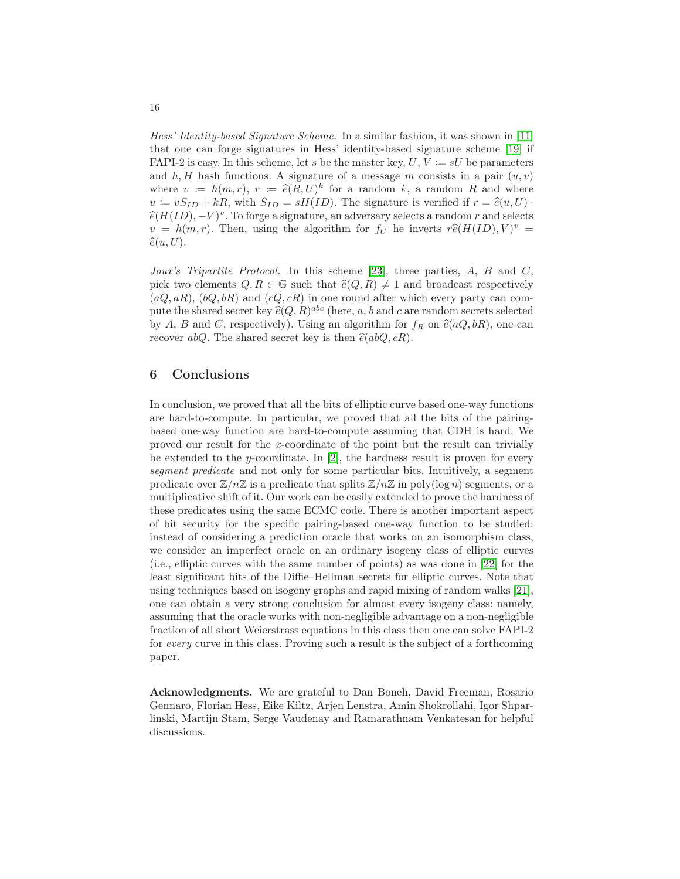*Hess' Identity-based Signature Scheme.* In a similar fashion, it was shown in [11] that one can forge signatures in Hess' identity-based signature scheme [19] if FAPI-2 is easy. In this scheme, let $s$ be the master key, $U, V := sU$ be parameters and $h, H$ hash functions. A signature of a message $m$ consists in a pair $(u, v)$ where $v := h(m, r)$, $r := \widehat{e}(R, U)^k$ for a random $k$, a random $R$ and where $u := vS_{ID} + kR$, with $S_{ID} = sH(ID)$. The signature is verified if $r = \widehat{e}(u, U) \cdot \widehat{e}(H(ID), -V)^v$. To forge a signature, an adversary selects a random $r$ and selects $v = h(m, r)$. Then, using the algorithm for $f_U$ he inverts $r\widehat{e}(H(ID), V)^v = \widehat{e}(u, U)$.

*Joux's Tripartite Protocol.* In this scheme [23], three parties, $A$, $B$ and $C$, pick two elements $Q, R \in \mathbb{G}$ such that $\widehat{e}(Q, R) \neq 1$ and broadcast respectively $(aQ, aR)$, $(bQ, bR)$ and $(cQ, cR)$ in one round after which every party can compute the shared secret key $\widehat{e}(Q, R)^{abc}$ (here, $a$, $b$ and $c$ are random secrets selected by $A$, $B$ and $C$, respectively). Using an algorithm for $f_R$ on $\widehat{e}(aQ, bR)$, one can recover $abQ$. The shared secret key is then $\widehat{e}(abQ, cR)$.

## 6 Conclusions

In conclusion, we proved that all the bits of elliptic curve based one-way functions are hard-to-compute. In particular, we proved that all the bits of the pairing-based one-way function are hard-to-compute assuming that CDH is hard. We proved our result for the $x$-coordinate of the point but the result can trivially be extended to the $y$-coordinate. In [2], the hardness result is proven for every *segment predicate* and not only for some particular bits. Intuitively, a segment predicate over $\mathbb{Z}/n\mathbb{Z}$ is a predicate that splits $\mathbb{Z}/n\mathbb{Z}$ in $\text{poly}(\log n)$ segments, or a multiplicative shift of it. Our work can be easily extended to prove the hardness of these predicates using the same ECMC code. There is another important aspect of bit security for the specific pairing-based one-way function to be studied: instead of considering a prediction oracle that works on an isomorphism class, we consider an imperfect oracle on an ordinary isogeny class of elliptic curves (i.e., elliptic curves with the same number of points) as was done in [22] for the least significant bits of the Diffie–Hellman secrets for elliptic curves. Note that using techniques based on isogeny graphs and rapid mixing of random walks [21], one can obtain a very strong conclusion for almost every isogeny class: namely, assuming that the oracle works with non-negligible advantage on a non-negligible fraction of all short Weierstrass equations in this class then one can solve FAPI-2 for *every* curve in this class. Proving such a result is the subject of a forthcoming paper.

**Acknowledgments.** We are grateful to Dan Boneh, David Freeman, Rosario Gennaro, Florian Hess, Eike Kiltz, Arjen Lenstra, Amin Shokrollahi, Igor Shparlinski, Martijn Stam, Serge Vaudenay and Ramarathnam Venkatesan for helpful discussions.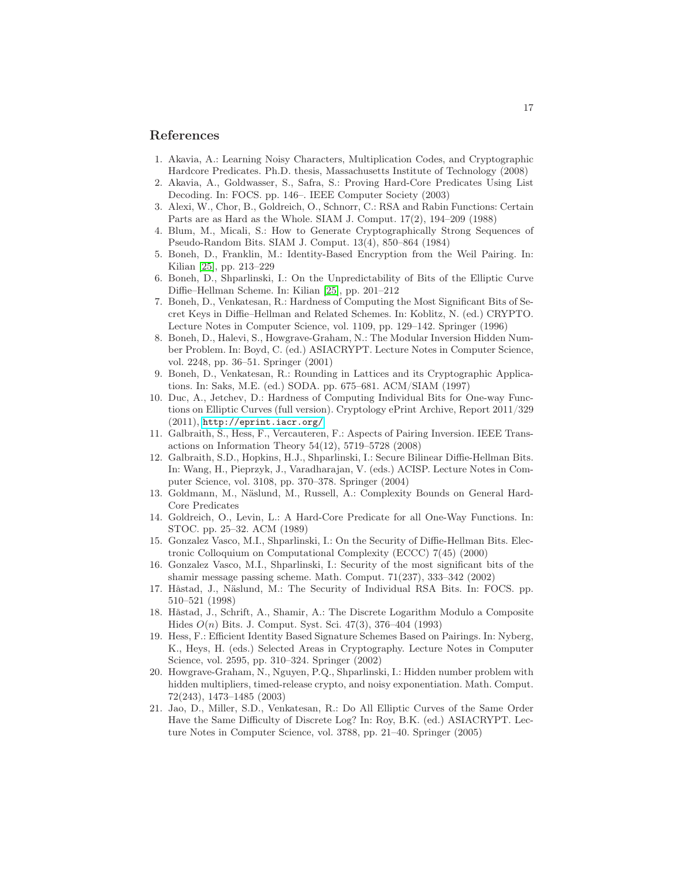## References

1. Akavia, A.: Learning Noisy Characters, Multiplication Codes, and Cryptographic Hardcore Predicates. Ph.D. thesis, Massachusetts Institute of Technology (2008)
2. Akavia, A., Goldwasser, S., Safra, S.: Proving Hard-Core Predicates Using List Decoding. In: FOCS. pp. 146–. IEEE Computer Society (2003)
3. Alexi, W., Chor, B., Goldreich, O., Schnorr, C.: RSA and Rabin Functions: Certain Parts are as Hard as the Whole. SIAM J. Comput. 17(2), 194–209 (1988)
4. Blum, M., Micali, S.: How to Generate Cryptographically Strong Sequences of Pseudo-Random Bits. SIAM J. Comput. 13(4), 850–864 (1984)
5. Boneh, D., Franklin, M.: Identity-Based Encryption from the Weil Pairing. In: Kilian [25], pp. 213–229
6. Boneh, D., Shparlinski, I.: On the Unpredictability of Bits of the Elliptic Curve Diffie–Hellman Scheme. In: Kilian [25], pp. 201–212
7. Boneh, D., Venkatesan, R.: Hardness of Computing the Most Significant Bits of Secret Keys in Diffie–Hellman and Related Schemes. In: Koblitz, N. (ed.) CRYPTO. Lecture Notes in Computer Science, vol. 1109, pp. 129–142. Springer (1996)
8. Boneh, D., Halevi, S., Howgrave-Graham, N.: The Modular Inversion Hidden Number Problem. In: Boyd, C. (ed.) ASIACRYPT. Lecture Notes in Computer Science, vol. 2248, pp. 36–51. Springer (2001)
9. Boneh, D., Venkatesan, R.: Rounding in Lattices and its Cryptographic Applications. In: Saks, M.E. (ed.) SODA. pp. 675–681. ACM/SIAM (1997)
10. Duc, A., Jetchev, D.: Hardness of Computing Individual Bits for One-way Functions on Elliptic Curves (full version). Cryptology ePrint Archive, Report 2011/329 (2011), http://eprint.iacr.org/
11. Galbraith, S., Hess, F., Vercauteren, F.: Aspects of Pairing Inversion. IEEE Transactions on Information Theory 54(12), 5719–5728 (2008)
12. Galbraith, S.D., Hopkins, H.J., Shparlinski, I.: Secure Bilinear Diffie-Hellman Bits. In: Wang, H., Pieprzyk, J., Varadharajan, V. (eds.) ACISP. Lecture Notes in Computer Science, vol. 3108, pp. 370–378. Springer (2004)
13. Goldmann, M., Näslund, M., Russell, A.: Complexity Bounds on General Hard-Core Predicates
14. Goldreich, O., Levin, L.: A Hard-Core Predicate for all One-Way Functions. In: STOC. pp. 25–32. ACM (1989)
15. Gonzalez Vasco, M.I., Shparlinski, I.: On the Security of Diffie-Hellman Bits. Electronic Colloquium on Computational Complexity (ECCC) 7(45) (2000)
16. Gonzalez Vasco, M.I., Shparlinski, I.: Security of the most significant bits of the shamir message passing scheme. Math. Comput. 71(237), 333–342 (2002)
17. Håstad, J., Näslund, M.: The Security of Individual RSA Bits. In: FOCS. pp. 510–521 (1998)
18. Håstad, J., Schrift, A., Shamir, A.: The Discrete Logarithm Modulo a Composite Hides $O(n)$ Bits. J. Comput. Syst. Sci. 47(3), 376–404 (1993)
19. Hess, F.: Efficient Identity Based Signature Schemes Based on Pairings. In: Nyberg, K., Heys, H. (eds.) Selected Areas in Cryptography. Lecture Notes in Computer Science, vol. 2595, pp. 310–324. Springer (2002)
20. Howgrave-Graham, N., Nguyen, P.Q., Shparlinski, I.: Hidden number problem with hidden multipliers, timed-release crypto, and noisy exponentiation. Math. Comput. 72(243), 1473–1485 (2003)
21. Jao, D., Miller, S.D., Venkatesan, R.: Do All Elliptic Curves of the Same Order Have the Same Difficulty of Discrete Log? In: Roy, B.K. (ed.) ASIACRYPT. Lecture Notes in Computer Science, vol. 3788, pp. 21–40. Springer (2005)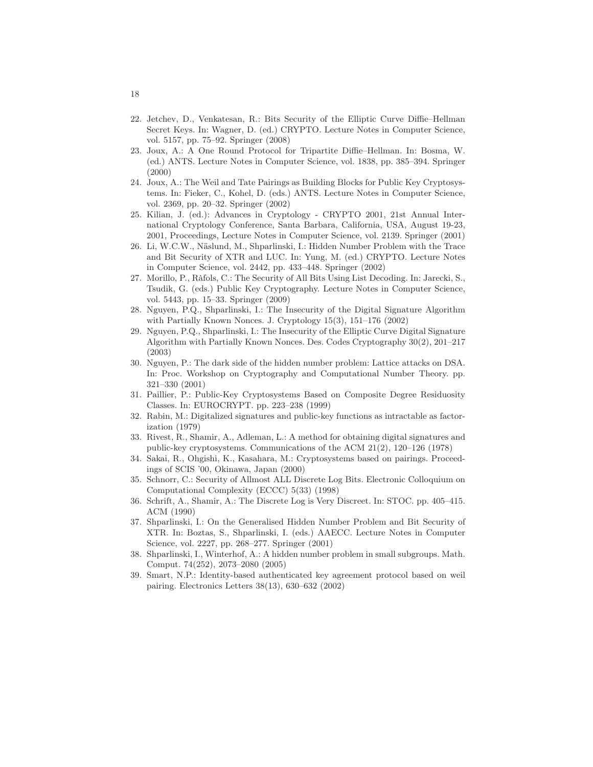22. Jetchev, D., Venkatesan, R.: Bits Security of the Elliptic Curve Diffie–Hellman Secret Keys. In: Wagner, D. (ed.) CRYPTO. Lecture Notes in Computer Science, vol. 5157, pp. 75–92. Springer (2008)
23. Joux, A.: A One Round Protocol for Tripartite Diffie–Hellman. In: Bosma, W. (ed.) ANTS. Lecture Notes in Computer Science, vol. 1838, pp. 385–394. Springer (2000)
24. Joux, A.: The Weil and Tate Pairings as Building Blocks for Public Key Cryptosystems. In: Fieker, C., Kohel, D. (eds.) ANTS. Lecture Notes in Computer Science, vol. 2369, pp. 20–32. Springer (2002)
25. Kilian, J. (ed.): Advances in Cryptology - CRYPTO 2001, 21st Annual International Cryptology Conference, Santa Barbara, California, USA, August 19-23, 2001, Proceedings, Lecture Notes in Computer Science, vol. 2139. Springer (2001)
26. Li, W.C.W., Näslund, M., Shparlinski, I.: Hidden Number Problem with the Trace and Bit Security of XTR and LUC. In: Yung, M. (ed.) CRYPTO. Lecture Notes in Computer Science, vol. 2442, pp. 433–448. Springer (2002)
27. Morillo, P., Ràfols, C.: The Security of All Bits Using List Decoding. In: Jarecki, S., Tsudik, G. (eds.) Public Key Cryptography. Lecture Notes in Computer Science, vol. 5443, pp. 15–33. Springer (2009)
28. Nguyen, P.Q., Shparlinski, I.: The Insecurity of the Digital Signature Algorithm with Partially Known Nonces. J. Cryptology 15(3), 151–176 (2002)
29. Nguyen, P.Q., Shparlinski, I.: The Insecurity of the Elliptic Curve Digital Signature Algorithm with Partially Known Nonces. Des. Codes Cryptography 30(2), 201–217 (2003)
30. Nguyen, P.: The dark side of the hidden number problem: Lattice attacks on DSA. In: Proc. Workshop on Cryptography and Computational Number Theory. pp. 321–330 (2001)
31. Paillier, P.: Public-Key Cryptosystems Based on Composite Degree Residuosity Classes. In: EUROCRYPT. pp. 223–238 (1999)
32. Rabin, M.: Digitalized signatures and public-key functions as intractable as factorization (1979)
33. Rivest, R., Shamir, A., Adleman, L.: A method for obtaining digital signatures and public-key cryptosystems. Communications of the ACM 21(2), 120–126 (1978)
34. Sakai, R., Ohgishi, K., Kasahara, M.: Cryptosystems based on pairings. Proceedings of SCIS '00, Okinawa, Japan (2000)
35. Schnorr, C.: Security of Allmost ALL Discrete Log Bits. Electronic Colloquium on Computational Complexity (ECCC) 5(33) (1998)
36. Schrift, A., Shamir, A.: The Discrete Log is Very Discreet. In: STOC. pp. 405–415. ACM (1990)
37. Shparlinski, I.: On the Generalised Hidden Number Problem and Bit Security of XTR. In: Boztas, S., Shparlinski, I. (eds.) AAECC. Lecture Notes in Computer Science, vol. 2227, pp. 268–277. Springer (2001)
38. Shparlinski, I., Winterhof, A.: A hidden number problem in small subgroups. Math. Comput. 74(252), 2073–2080 (2005)
39. Smart, N.P.: Identity-based authenticated key agreement protocol based on weil pairing. Electronics Letters 38(13), 630–632 (2002)